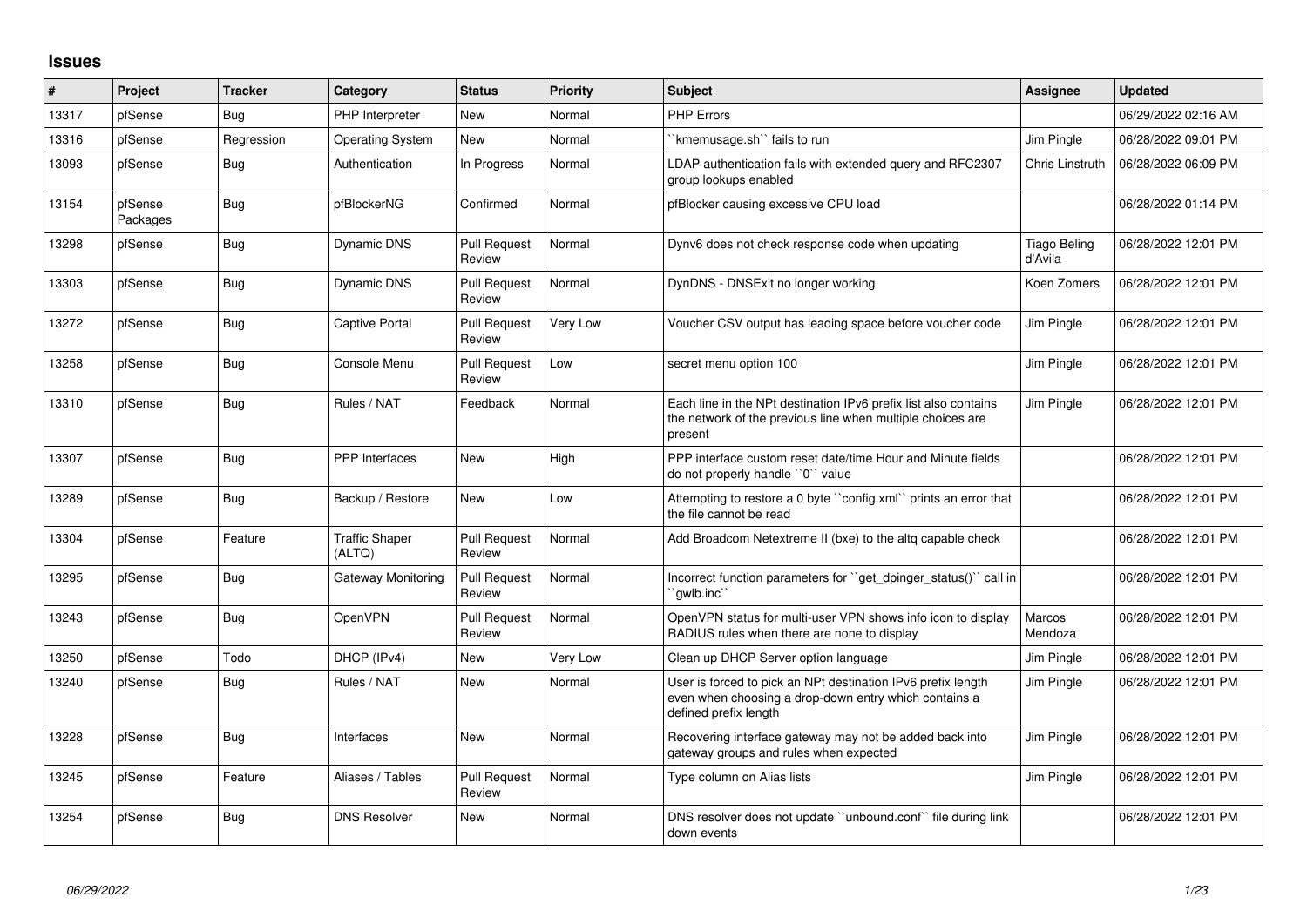# Issues

| # | Project | Tracker | Category | Status | Priority | Subject | Assignee | Updated |
|---|---|---|---|---|---|---|---|---|
| 13317 | pfSense | Bug | PHP Interpreter | New | Normal | PHP Errors | | 06/29/2022 02:16 AM |
| 13316 | pfSense | Regression | Operating System | New | Normal | ``kmemusage.sh`` fails to run | Jim Pingle | 06/28/2022 09:01 PM |
| 13093 | pfSense | Bug | Authentication | In Progress | Normal | LDAP authentication fails with extended query and RFC2307 group lookups enabled | Chris Linstruth | 06/28/2022 06:09 PM |
| 13154 | pfSense Packages | Bug | pfBlockerNG | Confirmed | Normal | pfBlocker causing excessive CPU load | | 06/28/2022 01:14 PM |
| 13298 | pfSense | Bug | Dynamic DNS | Pull Request Review | Normal | Dynv6 does not check response code when updating | Tiago Beling d'Avila | 06/28/2022 12:01 PM |
| 13303 | pfSense | Bug | Dynamic DNS | Pull Request Review | Normal | DynDNS - DNSExit no longer working | Koen Zomers | 06/28/2022 12:01 PM |
| 13272 | pfSense | Bug | Captive Portal | Pull Request Review | Very Low | Voucher CSV output has leading space before voucher code | Jim Pingle | 06/28/2022 12:01 PM |
| 13258 | pfSense | Bug | Console Menu | Pull Request Review | Low | secret menu option 100 | Jim Pingle | 06/28/2022 12:01 PM |
| 13310 | pfSense | Bug | Rules / NAT | Feedback | Normal | Each line in the NPt destination IPv6 prefix list also contains the network of the previous line when multiple choices are present | Jim Pingle | 06/28/2022 12:01 PM |
| 13307 | pfSense | Bug | PPP Interfaces | New | High | PPP interface custom reset date/time Hour and Minute fields do not properly handle ``0`` value | | 06/28/2022 12:01 PM |
| 13289 | pfSense | Bug | Backup / Restore | New | Low | Attempting to restore a 0 byte ``config.xml`` prints an error that the file cannot be read | | 06/28/2022 12:01 PM |
| 13304 | pfSense | Feature | Traffic Shaper (ALTQ) | Pull Request Review | Normal | Add Broadcom Netextreme II (bxe) to the altq capable check | | 06/28/2022 12:01 PM |
| 13295 | pfSense | Bug | Gateway Monitoring | Pull Request Review | Normal | Incorrect function parameters for ``get_dpinger_status()`` call in ``gwlb.inc`` | | 06/28/2022 12:01 PM |
| 13243 | pfSense | Bug | OpenVPN | Pull Request Review | Normal | OpenVPN status for multi-user VPN shows info icon to display RADIUS rules when there are none to display | Marcos Mendoza | 06/28/2022 12:01 PM |
| 13250 | pfSense | Todo | DHCP (IPv4) | New | Very Low | Clean up DHCP Server option language | Jim Pingle | 06/28/2022 12:01 PM |
| 13240 | pfSense | Bug | Rules / NAT | New | Normal | User is forced to pick an NPt destination IPv6 prefix length even when choosing a drop-down entry which contains a defined prefix length | Jim Pingle | 06/28/2022 12:01 PM |
| 13228 | pfSense | Bug | Interfaces | New | Normal | Recovering interface gateway may not be added back into gateway groups and rules when expected | Jim Pingle | 06/28/2022 12:01 PM |
| 13245 | pfSense | Feature | Aliases / Tables | Pull Request Review | Normal | Type column on Alias lists | Jim Pingle | 06/28/2022 12:01 PM |
| 13254 | pfSense | Bug | DNS Resolver | New | Normal | DNS resolver does not update ``unbound.conf`` file during link down events | | 06/28/2022 12:01 PM |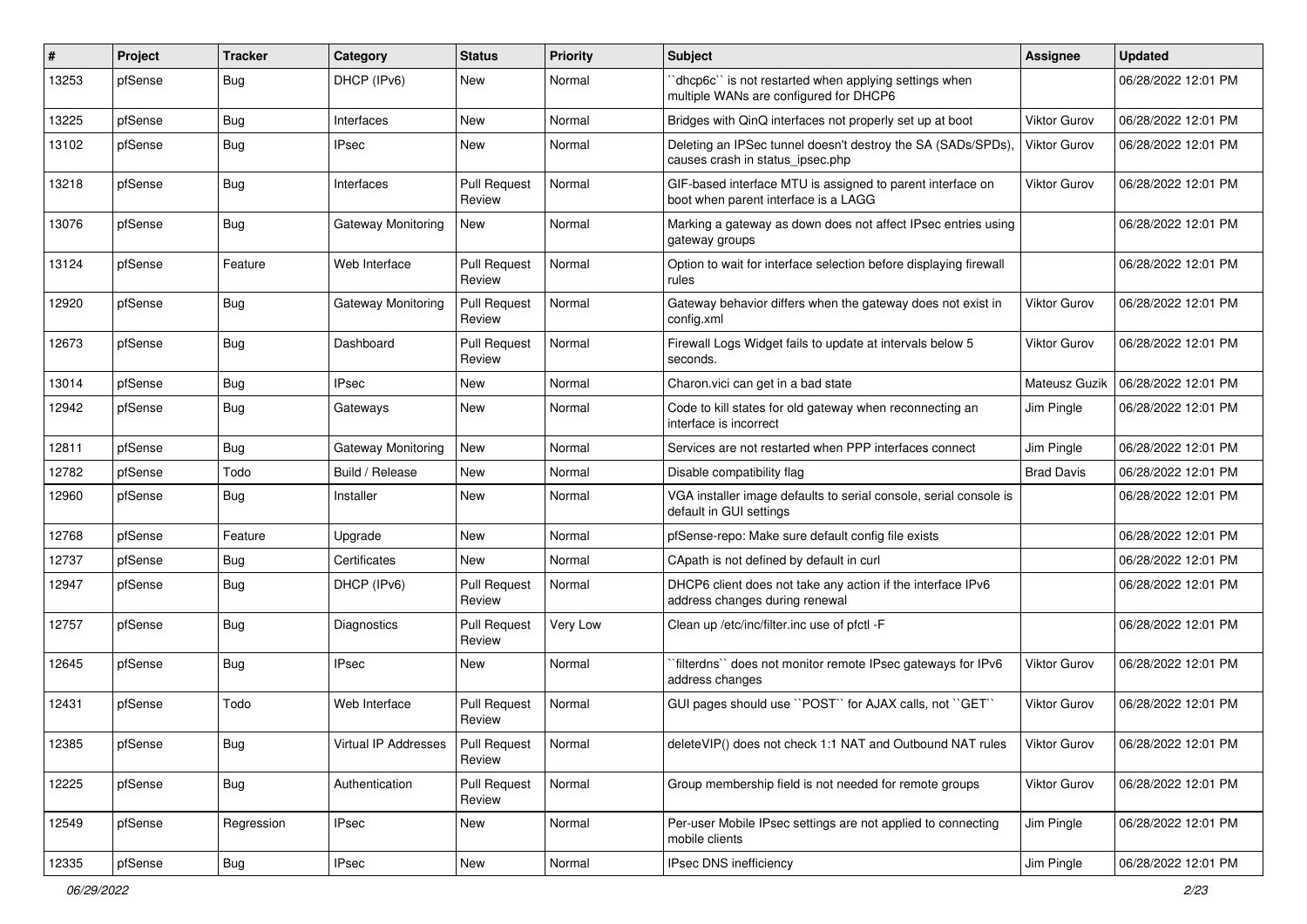| # | Project | Tracker | Category | Status | Priority | Subject | Assignee | Updated |
|---|---|---|---|---|---|---|---|---|
| 13253 | pfSense | Bug | DHCP (IPv6) | New | Normal | ``dhcp6c`` is not restarted when applying settings when multiple WANs are configured for DHCP6 | | 06/28/2022 12:01 PM |
| 13225 | pfSense | Bug | Interfaces | New | Normal | Bridges with QinQ interfaces not properly set up at boot | Viktor Gurov | 06/28/2022 12:01 PM |
| 13102 | pfSense | Bug | IPsec | New | Normal | Deleting an IPSec tunnel doesn't destroy the SA (SADs/SPDs), causes crash in status_ipsec.php | Viktor Gurov | 06/28/2022 12:01 PM |
| 13218 | pfSense | Bug | Interfaces | Pull Request Review | Normal | GIF-based interface MTU is assigned to parent interface on boot when parent interface is a LAGG | Viktor Gurov | 06/28/2022 12:01 PM |
| 13076 | pfSense | Bug | Gateway Monitoring | New | Normal | Marking a gateway as down does not affect IPsec entries using gateway groups | | 06/28/2022 12:01 PM |
| 13124 | pfSense | Feature | Web Interface | Pull Request Review | Normal | Option to wait for interface selection before displaying firewall rules | | 06/28/2022 12:01 PM |
| 12920 | pfSense | Bug | Gateway Monitoring | Pull Request Review | Normal | Gateway behavior differs when the gateway does not exist in config.xml | Viktor Gurov | 06/28/2022 12:01 PM |
| 12673 | pfSense | Bug | Dashboard | Pull Request Review | Normal | Firewall Logs Widget fails to update at intervals below 5 seconds. | Viktor Gurov | 06/28/2022 12:01 PM |
| 13014 | pfSense | Bug | IPsec | New | Normal | Charon.vici can get in a bad state | Mateusz Guzik | 06/28/2022 12:01 PM |
| 12942 | pfSense | Bug | Gateways | New | Normal | Code to kill states for old gateway when reconnecting an interface is incorrect | Jim Pingle | 06/28/2022 12:01 PM |
| 12811 | pfSense | Bug | Gateway Monitoring | New | Normal | Services are not restarted when PPP interfaces connect | Jim Pingle | 06/28/2022 12:01 PM |
| 12782 | pfSense | Todo | Build / Release | New | Normal | Disable compatibility flag | Brad Davis | 06/28/2022 12:01 PM |
| 12960 | pfSense | Bug | Installer | New | Normal | VGA installer image defaults to serial console, serial console is default in GUI settings | | 06/28/2022 12:01 PM |
| 12768 | pfSense | Feature | Upgrade | New | Normal | pfSense-repo: Make sure default config file exists | | 06/28/2022 12:01 PM |
| 12737 | pfSense | Bug | Certificates | New | Normal | CApath is not defined by default in curl | | 06/28/2022 12:01 PM |
| 12947 | pfSense | Bug | DHCP (IPv6) | Pull Request Review | Normal | DHCP6 client does not take any action if the interface IPv6 address changes during renewal | | 06/28/2022 12:01 PM |
| 12757 | pfSense | Bug | Diagnostics | Pull Request Review | Very Low | Clean up /etc/inc/filter.inc use of pfctl -F | | 06/28/2022 12:01 PM |
| 12645 | pfSense | Bug | IPsec | New | Normal | ``filterdns`` does not monitor remote IPsec gateways for IPv6 address changes | Viktor Gurov | 06/28/2022 12:01 PM |
| 12431 | pfSense | Todo | Web Interface | Pull Request Review | Normal | GUI pages should use ``POST`` for AJAX calls, not ``GET`` | Viktor Gurov | 06/28/2022 12:01 PM |
| 12385 | pfSense | Bug | Virtual IP Addresses | Pull Request Review | Normal | deleteVIP() does not check 1:1 NAT and Outbound NAT rules | Viktor Gurov | 06/28/2022 12:01 PM |
| 12225 | pfSense | Bug | Authentication | Pull Request Review | Normal | Group membership field is not needed for remote groups | Viktor Gurov | 06/28/2022 12:01 PM |
| 12549 | pfSense | Regression | IPsec | New | Normal | Per-user Mobile IPsec settings are not applied to connecting mobile clients | Jim Pingle | 06/28/2022 12:01 PM |
| 12335 | pfSense | Bug | IPsec | New | Normal | IPsec DNS inefficiency | Jim Pingle | 06/28/2022 12:01 PM |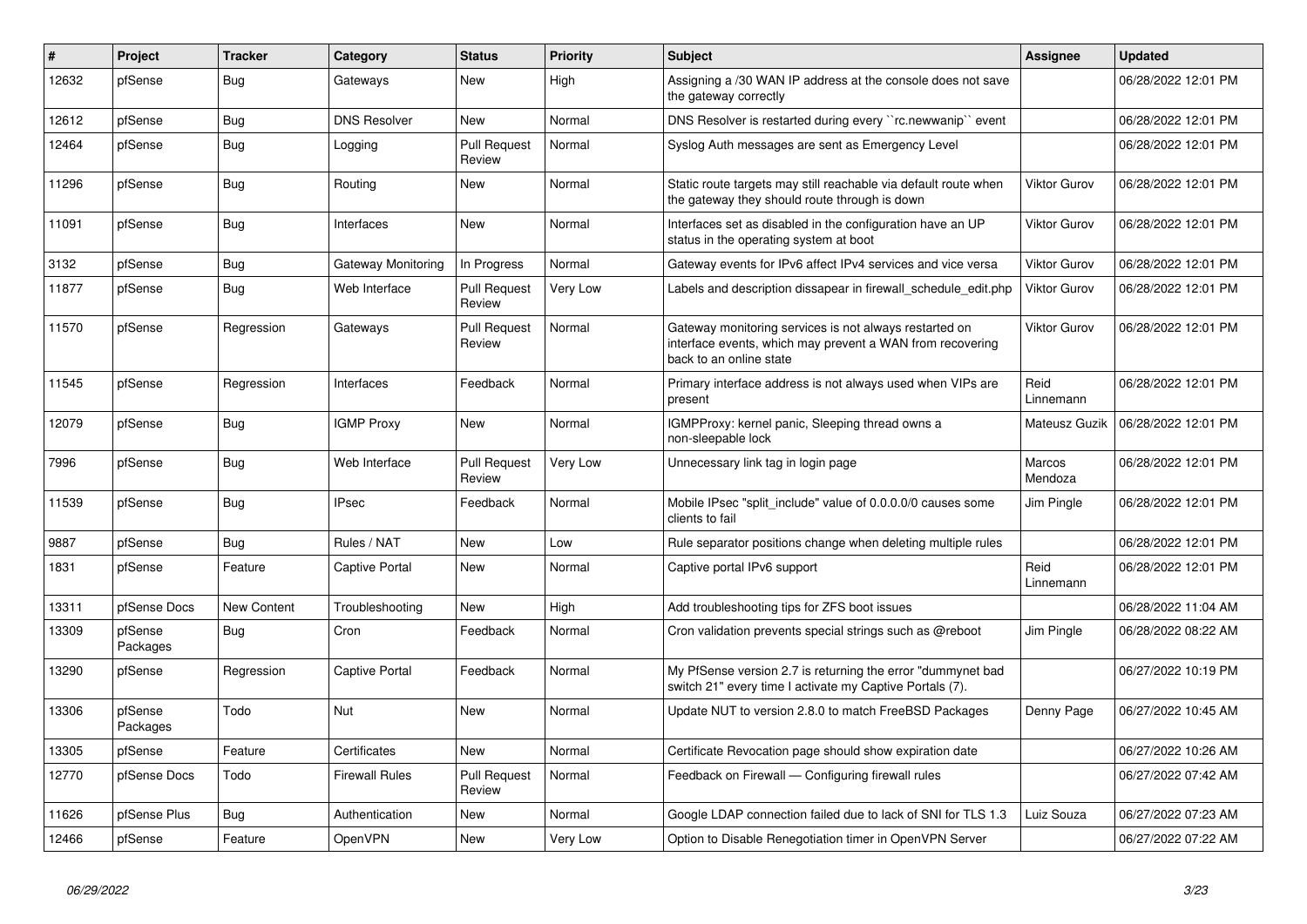| # | Project | Tracker | Category | Status | Priority | Subject | Assignee | Updated |
|---|---|---|---|---|---|---|---|---|
| 12632 | pfSense | Bug | Gateways | New | High | Assigning a /30 WAN IP address at the console does not save the gateway correctly | | 06/28/2022 12:01 PM |
| 12612 | pfSense | Bug | DNS Resolver | New | Normal | DNS Resolver is restarted during every ``rc.newwanip`` event | | 06/28/2022 12:01 PM |
| 12464 | pfSense | Bug | Logging | Pull Request Review | Normal | Syslog Auth messages are sent as Emergency Level | | 06/28/2022 12:01 PM |
| 11296 | pfSense | Bug | Routing | New | Normal | Static route targets may still reachable via default route when the gateway they should route through is down | Viktor Gurov | 06/28/2022 12:01 PM |
| 11091 | pfSense | Bug | Interfaces | New | Normal | Interfaces set as disabled in the configuration have an UP status in the operating system at boot | Viktor Gurov | 06/28/2022 12:01 PM |
| 3132 | pfSense | Bug | Gateway Monitoring | In Progress | Normal | Gateway events for IPv6 affect IPv4 services and vice versa | Viktor Gurov | 06/28/2022 12:01 PM |
| 11877 | pfSense | Bug | Web Interface | Pull Request Review | Very Low | Labels and description dissapear in firewall_schedule_edit.php | Viktor Gurov | 06/28/2022 12:01 PM |
| 11570 | pfSense | Regression | Gateways | Pull Request Review | Normal | Gateway monitoring services is not always restarted on interface events, which may prevent a WAN from recovering back to an online state | Viktor Gurov | 06/28/2022 12:01 PM |
| 11545 | pfSense | Regression | Interfaces | Feedback | Normal | Primary interface address is not always used when VIPs are present | Reid Linnemann | 06/28/2022 12:01 PM |
| 12079 | pfSense | Bug | IGMP Proxy | New | Normal | IGMPProxy: kernel panic, Sleeping thread owns a non-sleepable lock | Mateusz Guzik | 06/28/2022 12:01 PM |
| 7996 | pfSense | Bug | Web Interface | Pull Request Review | Very Low | Unnecessary link tag in login page | Marcos Mendoza | 06/28/2022 12:01 PM |
| 11539 | pfSense | Bug | IPsec | Feedback | Normal | Mobile IPsec "split_include" value of 0.0.0.0/0 causes some clients to fail | Jim Pingle | 06/28/2022 12:01 PM |
| 9887 | pfSense | Bug | Rules / NAT | New | Low | Rule separator positions change when deleting multiple rules | | 06/28/2022 12:01 PM |
| 1831 | pfSense | Feature | Captive Portal | New | Normal | Captive portal IPv6 support | Reid Linnemann | 06/28/2022 12:01 PM |
| 13311 | pfSense Docs | New Content | Troubleshooting | New | High | Add troubleshooting tips for ZFS boot issues | | 06/28/2022 11:04 AM |
| 13309 | pfSense Packages | Bug | Cron | Feedback | Normal | Cron validation prevents special strings such as @reboot | Jim Pingle | 06/28/2022 08:22 AM |
| 13290 | pfSense | Regression | Captive Portal | Feedback | Normal | My PfSense version 2.7 is returning the error "dummynet bad switch 21" every time I activate my Captive Portals (7). | | 06/27/2022 10:19 PM |
| 13306 | pfSense Packages | Todo | Nut | New | Normal | Update NUT to version 2.8.0 to match FreeBSD Packages | Denny Page | 06/27/2022 10:45 AM |
| 13305 | pfSense | Feature | Certificates | New | Normal | Certificate Revocation page should show expiration date | | 06/27/2022 10:26 AM |
| 12770 | pfSense Docs | Todo | Firewall Rules | Pull Request Review | Normal | Feedback on Firewall — Configuring firewall rules | | 06/27/2022 07:42 AM |
| 11626 | pfSense Plus | Bug | Authentication | New | Normal | Google LDAP connection failed due to lack of SNI for TLS 1.3 | Luiz Souza | 06/27/2022 07:23 AM |
| 12466 | pfSense | Feature | OpenVPN | New | Very Low | Option to Disable Renegotiation timer in OpenVPN Server | | 06/27/2022 07:22 AM |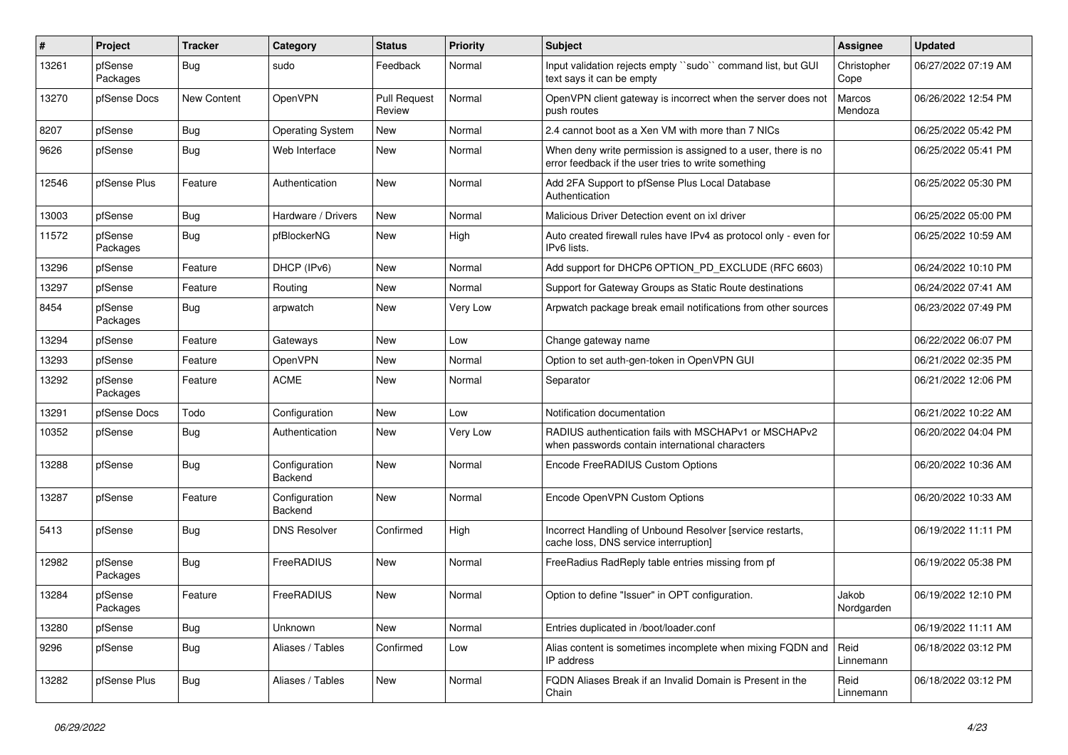| # | Project | Tracker | Category | Status | Priority | Subject | Assignee | Updated |
|---|---|---|---|---|---|---|---|---|
| 13261 | pfSense Packages | Bug | sudo | Feedback | Normal | Input validation rejects empty ``sudo`` command list, but GUI text says it can be empty | Christopher Cope | 06/27/2022 07:19 AM |
| 13270 | pfSense Docs | New Content | OpenVPN | Pull Request Review | Normal | OpenVPN client gateway is incorrect when the server does not push routes | Marcos Mendoza | 06/26/2022 12:54 PM |
| 8207 | pfSense | Bug | Operating System | New | Normal | 2.4 cannot boot as a Xen VM with more than 7 NICs | | 06/25/2022 05:42 PM |
| 9626 | pfSense | Bug | Web Interface | New | Normal | When deny write permission is assigned to a user, there is no error feedback if the user tries to write something | | 06/25/2022 05:41 PM |
| 12546 | pfSense Plus | Feature | Authentication | New | Normal | Add 2FA Support to pfSense Plus Local Database Authentication | | 06/25/2022 05:30 PM |
| 13003 | pfSense | Bug | Hardware / Drivers | New | Normal | Malicious Driver Detection event on ixl driver | | 06/25/2022 05:00 PM |
| 11572 | pfSense Packages | Bug | pfBlockerNG | New | High | Auto created firewall rules have IPv4 as protocol only - even for IPv6 lists. | | 06/25/2022 10:59 AM |
| 13296 | pfSense | Feature | DHCP (IPv6) | New | Normal | Add support for DHCP6 OPTION_PD_EXCLUDE (RFC 6603) | | 06/24/2022 10:10 PM |
| 13297 | pfSense | Feature | Routing | New | Normal | Support for Gateway Groups as Static Route destinations | | 06/24/2022 07:41 AM |
| 8454 | pfSense Packages | Bug | arpwatch | New | Very Low | Arpwatch package break email notifications from other sources | | 06/23/2022 07:49 PM |
| 13294 | pfSense | Feature | Gateways | New | Low | Change gateway name | | 06/22/2022 06:07 PM |
| 13293 | pfSense | Feature | OpenVPN | New | Normal | Option to set auth-gen-token in OpenVPN GUI | | 06/21/2022 02:35 PM |
| 13292 | pfSense Packages | Feature | ACME | New | Normal | Separator | | 06/21/2022 12:06 PM |
| 13291 | pfSense Docs | Todo | Configuration | New | Low | Notification documentation | | 06/21/2022 10:22 AM |
| 10352 | pfSense | Bug | Authentication | New | Very Low | RADIUS authentication fails with MSCHAPv1 or MSCHAPv2 when passwords contain international characters | | 06/20/2022 04:04 PM |
| 13288 | pfSense | Bug | Configuration Backend | New | Normal | Encode FreeRADIUS Custom Options | | 06/20/2022 10:36 AM |
| 13287 | pfSense | Feature | Configuration Backend | New | Normal | Encode OpenVPN Custom Options | | 06/20/2022 10:33 AM |
| 5413 | pfSense | Bug | DNS Resolver | Confirmed | High | Incorrect Handling of Unbound Resolver [service restarts, cache loss, DNS service interruption] | | 06/19/2022 11:11 PM |
| 12982 | pfSense Packages | Bug | FreeRADIUS | New | Normal | FreeRadius RadReply table entries missing from pf | | 06/19/2022 05:38 PM |
| 13284 | pfSense Packages | Feature | FreeRADIUS | New | Normal | Option to define "Issuer" in OPT configuration. | Jakob Nordgarden | 06/19/2022 12:10 PM |
| 13280 | pfSense | Bug | Unknown | New | Normal | Entries duplicated in /boot/loader.conf | | 06/19/2022 11:11 AM |
| 9296 | pfSense | Bug | Aliases / Tables | Confirmed | Low | Alias content is sometimes incomplete when mixing FQDN and IP address | Reid Linnemann | 06/18/2022 03:12 PM |
| 13282 | pfSense Plus | Bug | Aliases / Tables | New | Normal | FQDN Aliases Break if an Invalid Domain is Present in the Chain | Reid Linnemann | 06/18/2022 03:12 PM |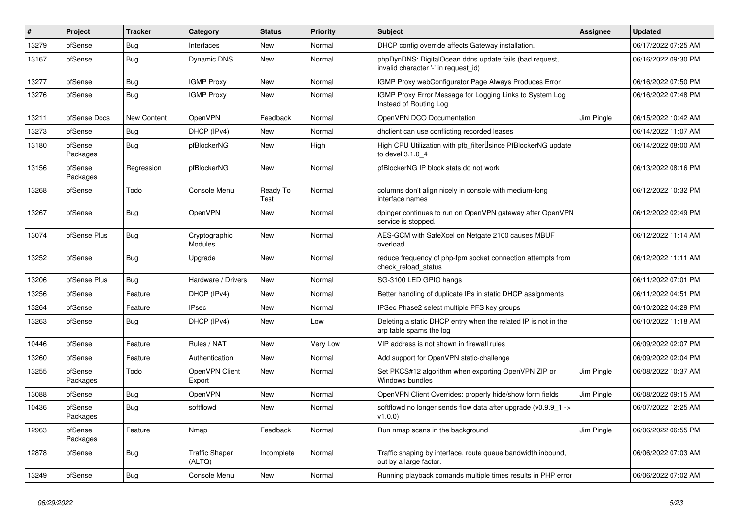| # | Project | Tracker | Category | Status | Priority | Subject | Assignee | Updated |
|---|---|---|---|---|---|---|---|---|
| 13279 | pfSense | Bug | Interfaces | New | Normal | DHCP config override affects Gateway installation. | | 06/17/2022 07:25 AM |
| 13167 | pfSense | Bug | Dynamic DNS | New | Normal | phpDynDNS: DigitalOcean ddns update fails (bad request, invalid character '-' in request_id) | | 06/16/2022 09:30 PM |
| 13277 | pfSense | Bug | IGMP Proxy | New | Normal | IGMP Proxy webConfigurator Page Always Produces Error | | 06/16/2022 07:50 PM |
| 13276 | pfSense | Bug | IGMP Proxy | New | Normal | IGMP Proxy Error Message for Logging Links to System Log Instead of Routing Log | | 06/16/2022 07:48 PM |
| 13211 | pfSense Docs | New Content | OpenVPN | Feedback | Normal | OpenVPN DCO Documentation | Jim Pingle | 06/15/2022 10:42 AM |
| 13273 | pfSense | Bug | DHCP (IPv4) | New | Normal | dhclient can use conflicting recorded leases | | 06/14/2022 11:07 AM |
| 13180 | pfSense Packages | Bug | pfBlockerNG | New | High | High CPU Utilization with pfb_filter since PfBlockerNG update to devel 3.1.0_4 | | 06/14/2022 08:00 AM |
| 13156 | pfSense Packages | Regression | pfBlockerNG | New | Normal | pfBlockerNG IP block stats do not work | | 06/13/2022 08:16 PM |
| 13268 | pfSense | Todo | Console Menu | Ready To Test | Normal | columns don't align nicely in console with medium-long interface names | | 06/12/2022 10:32 PM |
| 13267 | pfSense | Bug | OpenVPN | New | Normal | dpinger continues to run on OpenVPN gateway after OpenVPN service is stopped. | | 06/12/2022 02:49 PM |
| 13074 | pfSense Plus | Bug | Cryptographic Modules | New | Normal | AES-GCM with SafeXcel on Netgate 2100 causes MBUF overload | | 06/12/2022 11:14 AM |
| 13252 | pfSense | Bug | Upgrade | New | Normal | reduce frequency of php-fpm socket connection attempts from check_reload_status | | 06/12/2022 11:11 AM |
| 13206 | pfSense Plus | Bug | Hardware / Drivers | New | Normal | SG-3100 LED GPIO hangs | | 06/11/2022 07:01 PM |
| 13256 | pfSense | Feature | DHCP (IPv4) | New | Normal | Better handling of duplicate IPs in static DHCP assignments | | 06/11/2022 04:51 PM |
| 13264 | pfSense | Feature | IPsec | New | Normal | IPSec Phase2 select multiple PFS key groups | | 06/10/2022 04:29 PM |
| 13263 | pfSense | Bug | DHCP (IPv4) | New | Low | Deleting a static DHCP entry when the related IP is not in the arp table spams the log | | 06/10/2022 11:18 AM |
| 10446 | pfSense | Feature | Rules / NAT | New | Very Low | VIP address is not shown in firewall rules | | 06/09/2022 02:07 PM |
| 13260 | pfSense | Feature | Authentication | New | Normal | Add support for OpenVPN static-challenge | | 06/09/2022 02:04 PM |
| 13255 | pfSense Packages | Todo | OpenVPN Client Export | New | Normal | Set PKCS#12 algorithm when exporting OpenVPN ZIP or Windows bundles | Jim Pingle | 06/08/2022 10:37 AM |
| 13088 | pfSense | Bug | OpenVPN | New | Normal | OpenVPN Client Overrides: properly hide/show form fields | Jim Pingle | 06/08/2022 09:15 AM |
| 10436 | pfSense Packages | Bug | softflowd | New | Normal | softflowd no longer sends flow data after upgrade (v0.9.9_1 -> v1.0.0) | | 06/07/2022 12:25 AM |
| 12963 | pfSense Packages | Feature | Nmap | Feedback | Normal | Run nmap scans in the background | Jim Pingle | 06/06/2022 06:55 PM |
| 12878 | pfSense | Bug | Traffic Shaper (ALTQ) | Incomplete | Normal | Traffic shaping by interface, route queue bandwidth inbound, out by a large factor. | | 06/06/2022 07:03 AM |
| 13249 | pfSense | Bug | Console Menu | New | Normal | Running playback comands multiple times results in PHP error | | 06/06/2022 07:02 AM |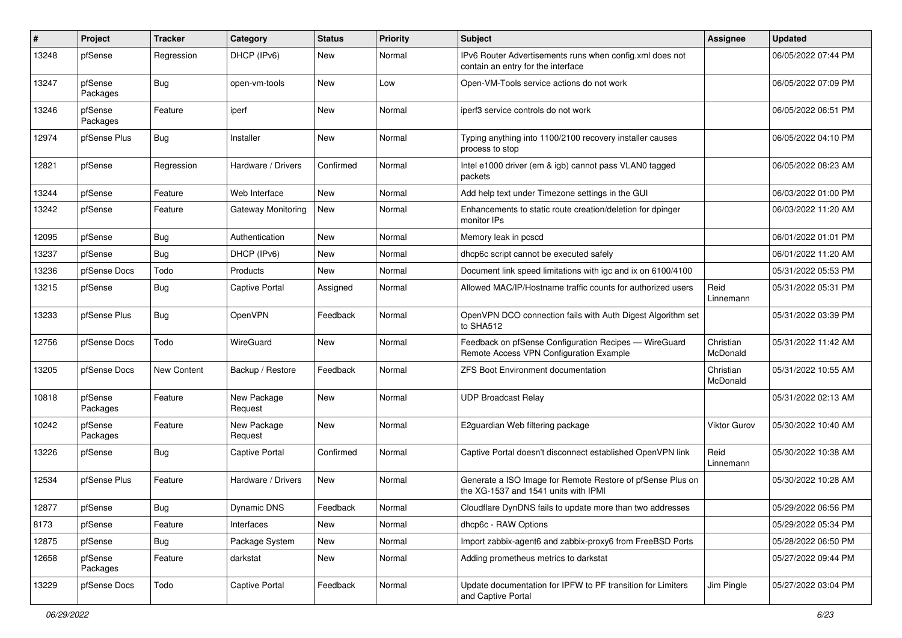| # | Project | Tracker | Category | Status | Priority | Subject | Assignee | Updated |
|---|---|---|---|---|---|---|---|---|
| 13248 | pfSense | Regression | DHCP (IPv6) | New | Normal | IPv6 Router Advertisements runs when config.xml does not contain an entry for the interface | | 06/05/2022 07:44 PM |
| 13247 | pfSense Packages | Bug | open-vm-tools | New | Low | Open-VM-Tools service actions do not work | | 06/05/2022 07:09 PM |
| 13246 | pfSense Packages | Feature | iperf | New | Normal | iperf3 service controls do not work | | 06/05/2022 06:51 PM |
| 12974 | pfSense Plus | Bug | Installer | New | Normal | Typing anything into 1100/2100 recovery installer causes process to stop | | 06/05/2022 04:10 PM |
| 12821 | pfSense | Regression | Hardware / Drivers | Confirmed | Normal | Intel e1000 driver (em & igb) cannot pass VLAN0 tagged packets | | 06/05/2022 08:23 AM |
| 13244 | pfSense | Feature | Web Interface | New | Normal | Add help text under Timezone settings in the GUI | | 06/03/2022 01:00 PM |
| 13242 | pfSense | Feature | Gateway Monitoring | New | Normal | Enhancements to static route creation/deletion for dpinger monitor IPs | | 06/03/2022 11:20 AM |
| 12095 | pfSense | Bug | Authentication | New | Normal | Memory leak in pcscd | | 06/01/2022 01:01 PM |
| 13237 | pfSense | Bug | DHCP (IPv6) | New | Normal | dhcp6c script cannot be executed safely | | 06/01/2022 11:20 AM |
| 13236 | pfSense Docs | Todo | Products | New | Normal | Document link speed limitations with igc and ix on 6100/4100 | | 05/31/2022 05:53 PM |
| 13215 | pfSense | Bug | Captive Portal | Assigned | Normal | Allowed MAC/IP/Hostname traffic counts for authorized users | Reid Linnemann | 05/31/2022 05:31 PM |
| 13233 | pfSense Plus | Bug | OpenVPN | Feedback | Normal | OpenVPN DCO connection fails with Auth Digest Algorithm set to SHA512 | | 05/31/2022 03:39 PM |
| 12756 | pfSense Docs | Todo | WireGuard | New | Normal | Feedback on pfSense Configuration Recipes — WireGuard Remote Access VPN Configuration Example | Christian McDonald | 05/31/2022 11:42 AM |
| 13205 | pfSense Docs | New Content | Backup / Restore | Feedback | Normal | ZFS Boot Environment documentation | Christian McDonald | 05/31/2022 10:55 AM |
| 10818 | pfSense Packages | Feature | New Package Request | New | Normal | UDP Broadcast Relay | | 05/31/2022 02:13 AM |
| 10242 | pfSense Packages | Feature | New Package Request | New | Normal | E2guardian Web filtering package | Viktor Gurov | 05/30/2022 10:40 AM |
| 13226 | pfSense | Bug | Captive Portal | Confirmed | Normal | Captive Portal doesn't disconnect established OpenVPN link | Reid Linnemann | 05/30/2022 10:38 AM |
| 12534 | pfSense Plus | Feature | Hardware / Drivers | New | Normal | Generate a ISO Image for Remote Restore of pfSense Plus on the XG-1537 and 1541 units with IPMI | | 05/30/2022 10:28 AM |
| 12877 | pfSense | Bug | Dynamic DNS | Feedback | Normal | Cloudflare DynDNS fails to update more than two addresses | | 05/29/2022 06:56 PM |
| 8173 | pfSense | Feature | Interfaces | New | Normal | dhcp6c - RAW Options | | 05/29/2022 05:34 PM |
| 12875 | pfSense | Bug | Package System | New | Normal | Import zabbix-agent6 and zabbix-proxy6 from FreeBSD Ports | | 05/28/2022 06:50 PM |
| 12658 | pfSense Packages | Feature | darkstat | New | Normal | Adding prometheus metrics to darkstat | | 05/27/2022 09:44 PM |
| 13229 | pfSense Docs | Todo | Captive Portal | Feedback | Normal | Update documentation for IPFW to PF transition for Limiters and Captive Portal | Jim Pingle | 05/27/2022 03:04 PM |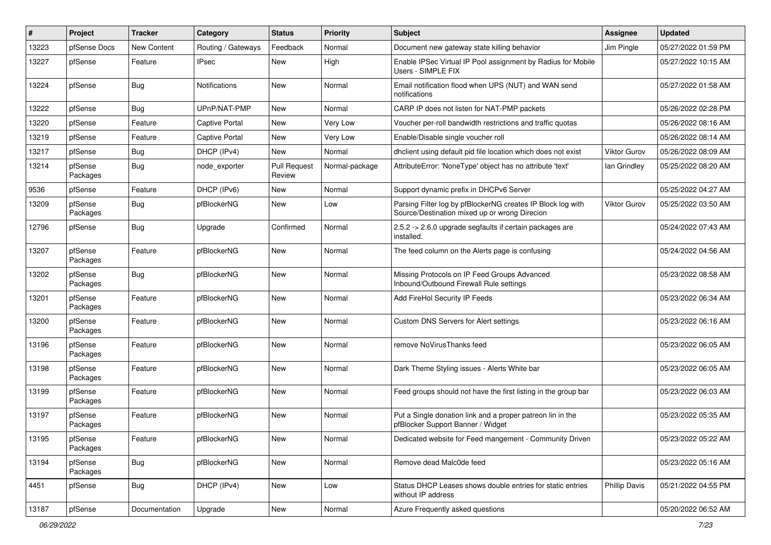| # | Project | Tracker | Category | Status | Priority | Subject | Assignee | Updated |
| --- | --- | --- | --- | --- | --- | --- | --- | --- |
| 13223 | pfSense Docs | New Content | Routing / Gateways | Feedback | Normal | Document new gateway state killing behavior | Jim Pingle | 05/27/2022 01:59 PM |
| 13227 | pfSense | Feature | IPsec | New | High | Enable IPSec Virtual IP Pool assignment by Radius for Mobile Users - SIMPLE FIX | | 05/27/2022 10:15 AM |
| 13224 | pfSense | Bug | Notifications | New | Normal | Email notification flood when UPS (NUT) and WAN send notifications | | 05/27/2022 01:58 AM |
| 13222 | pfSense | Bug | UPnP/NAT-PMP | New | Normal | CARP IP does not listen for NAT-PMP packets | | 05/26/2022 02:28 PM |
| 13220 | pfSense | Feature | Captive Portal | New | Very Low | Voucher per-roll bandwidth restrictions and traffic quotas | | 05/26/2022 08:16 AM |
| 13219 | pfSense | Feature | Captive Portal | New | Very Low | Enable/Disable single voucher roll | | 05/26/2022 08:14 AM |
| 13217 | pfSense | Bug | DHCP (IPv4) | New | Normal | dhclient using default pid file location which does not exist | Viktor Gurov | 05/26/2022 08:09 AM |
| 13214 | pfSense Packages | Bug | node_exporter | Pull Request Review | Normal-package | AttributeError: 'NoneType' object has no attribute 'text' | Ian Grindley | 05/25/2022 08:20 AM |
| 9536 | pfSense | Feature | DHCP (IPv6) | New | Normal | Support dynamic prefix in DHCPv6 Server | | 05/25/2022 04:27 AM |
| 13209 | pfSense Packages | Bug | pfBlockerNG | New | Low | Parsing Filter log by pfBlockerNG creates IP Block log with Source/Destination mixed up or wrong Direcion | Viktor Gurov | 05/25/2022 03:50 AM |
| 12796 | pfSense | Bug | Upgrade | Confirmed | Normal | 2.5.2 -> 2.6.0 upgrade segfaults if certain packages are installed. | | 05/24/2022 07:43 AM |
| 13207 | pfSense Packages | Feature | pfBlockerNG | New | Normal | The feed column on the Alerts page is confusing | | 05/24/2022 04:56 AM |
| 13202 | pfSense Packages | Bug | pfBlockerNG | New | Normal | Missing Protocols on IP Feed Groups Advanced Inbound/Outbound Firewall Rule settings | | 05/23/2022 08:58 AM |
| 13201 | pfSense Packages | Feature | pfBlockerNG | New | Normal | Add FireHol Security IP Feeds | | 05/23/2022 06:34 AM |
| 13200 | pfSense Packages | Feature | pfBlockerNG | New | Normal | Custom DNS Servers for Alert settings | | 05/23/2022 06:16 AM |
| 13196 | pfSense Packages | Feature | pfBlockerNG | New | Normal | remove NoVirusThanks feed | | 05/23/2022 06:05 AM |
| 13198 | pfSense Packages | Feature | pfBlockerNG | New | Normal | Dark Theme Styling issues - Alerts White bar | | 05/23/2022 06:05 AM |
| 13199 | pfSense Packages | Feature | pfBlockerNG | New | Normal | Feed groups should not have the first listing in the group bar | | 05/23/2022 06:03 AM |
| 13197 | pfSense Packages | Feature | pfBlockerNG | New | Normal | Put a Single donation link and a proper patreon lin in the pfBlocker Support Banner / Widget | | 05/23/2022 05:35 AM |
| 13195 | pfSense Packages | Feature | pfBlockerNG | New | Normal | Dedicated website for Feed mangement - Community Driven | | 05/23/2022 05:22 AM |
| 13194 | pfSense Packages | Bug | pfBlockerNG | New | Normal | Remove dead Malc0de feed | | 05/23/2022 05:16 AM |
| 4451 | pfSense | Bug | DHCP (IPv4) | New | Low | Status DHCP Leases shows double entries for static entries without IP address | Phillip Davis | 05/21/2022 04:55 PM |
| 13187 | pfSense | Documentation | Upgrade | New | Normal | Azure Frequently asked questions | | 05/20/2022 06:52 AM |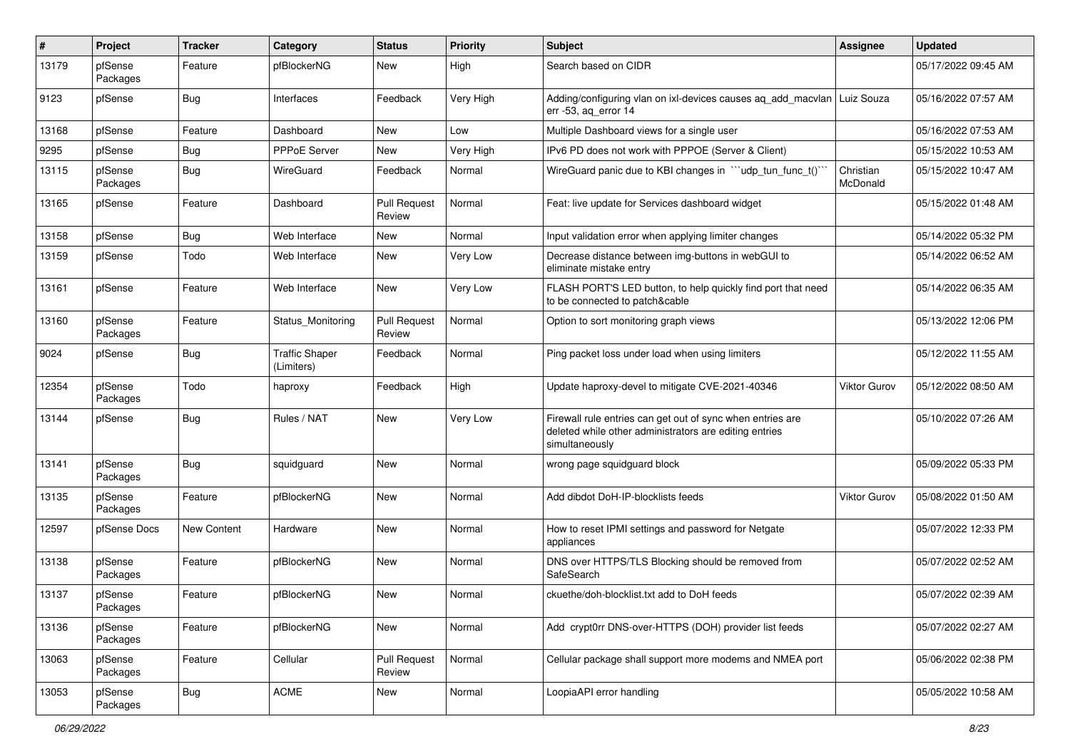| # | Project | Tracker | Category | Status | Priority | Subject | Assignee | Updated |
|---|---|---|---|---|---|---|---|---|
| 13179 | pfSense Packages | Feature | pfBlockerNG | New | High | Search based on CIDR | | 05/17/2022 09:45 AM |
| 9123 | pfSense | Bug | Interfaces | Feedback | Very High | Adding/configuring vlan on ixl-devices causes aq_add_macvlan err -53, aq_error 14 | Luiz Souza | 05/16/2022 07:57 AM |
| 13168 | pfSense | Feature | Dashboard | New | Low | Multiple Dashboard views for a single user | | 05/16/2022 07:53 AM |
| 9295 | pfSense | Bug | PPPoE Server | New | Very High | IPv6 PD does not work with PPPOE (Server & Client) | | 05/15/2022 10:53 AM |
| 13115 | pfSense Packages | Bug | WireGuard | Feedback | Normal | WireGuard panic due to KBI changes in ```udp_tun_func_t()``` | Christian McDonald | 05/15/2022 10:47 AM |
| 13165 | pfSense | Feature | Dashboard | Pull Request Review | Normal | Feat: live update for Services dashboard widget | | 05/15/2022 01:48 AM |
| 13158 | pfSense | Bug | Web Interface | New | Normal | Input validation error when applying limiter changes | | 05/14/2022 05:32 PM |
| 13159 | pfSense | Todo | Web Interface | New | Very Low | Decrease distance between img-buttons in webGUI to eliminate mistake entry | | 05/14/2022 06:52 AM |
| 13161 | pfSense | Feature | Web Interface | New | Very Low | FLASH PORT'S LED button, to help quickly find port that need to be connected to patch&cable | | 05/14/2022 06:35 AM |
| 13160 | pfSense Packages | Feature | Status_Monitoring | Pull Request Review | Normal | Option to sort monitoring graph views | | 05/13/2022 12:06 PM |
| 9024 | pfSense | Bug | Traffic Shaper (Limiters) | Feedback | Normal | Ping packet loss under load when using limiters | | 05/12/2022 11:55 AM |
| 12354 | pfSense Packages | Todo | haproxy | Feedback | High | Update haproxy-devel to mitigate CVE-2021-40346 | Viktor Gurov | 05/12/2022 08:50 AM |
| 13144 | pfSense | Bug | Rules / NAT | New | Very Low | Firewall rule entries can get out of sync when entries are deleted while other administrators are editing entries simultaneously | | 05/10/2022 07:26 AM |
| 13141 | pfSense Packages | Bug | squidguard | New | Normal | wrong page squidguard block | | 05/09/2022 05:33 PM |
| 13135 | pfSense Packages | Feature | pfBlockerNG | New | Normal | Add dibdot DoH-IP-blocklists feeds | Viktor Gurov | 05/08/2022 01:50 AM |
| 12597 | pfSense Docs | New Content | Hardware | New | Normal | How to reset IPMI settings and password for Netgate appliances | | 05/07/2022 12:33 PM |
| 13138 | pfSense Packages | Feature | pfBlockerNG | New | Normal | DNS over HTTPS/TLS Blocking should be removed from SafeSearch | | 05/07/2022 02:52 AM |
| 13137 | pfSense Packages | Feature | pfBlockerNG | New | Normal | ckuethe/doh-blocklist.txt add to DoH feeds | | 05/07/2022 02:39 AM |
| 13136 | pfSense Packages | Feature | pfBlockerNG | New | Normal | Add crypt0rr DNS-over-HTTPS (DOH) provider list feeds | | 05/07/2022 02:27 AM |
| 13063 | pfSense Packages | Feature | Cellular | Pull Request Review | Normal | Cellular package shall support more modems and NMEA port | | 05/06/2022 02:38 PM |
| 13053 | pfSense Packages | Bug | ACME | New | Normal | LoopiaAPI error handling | | 05/05/2022 10:58 AM |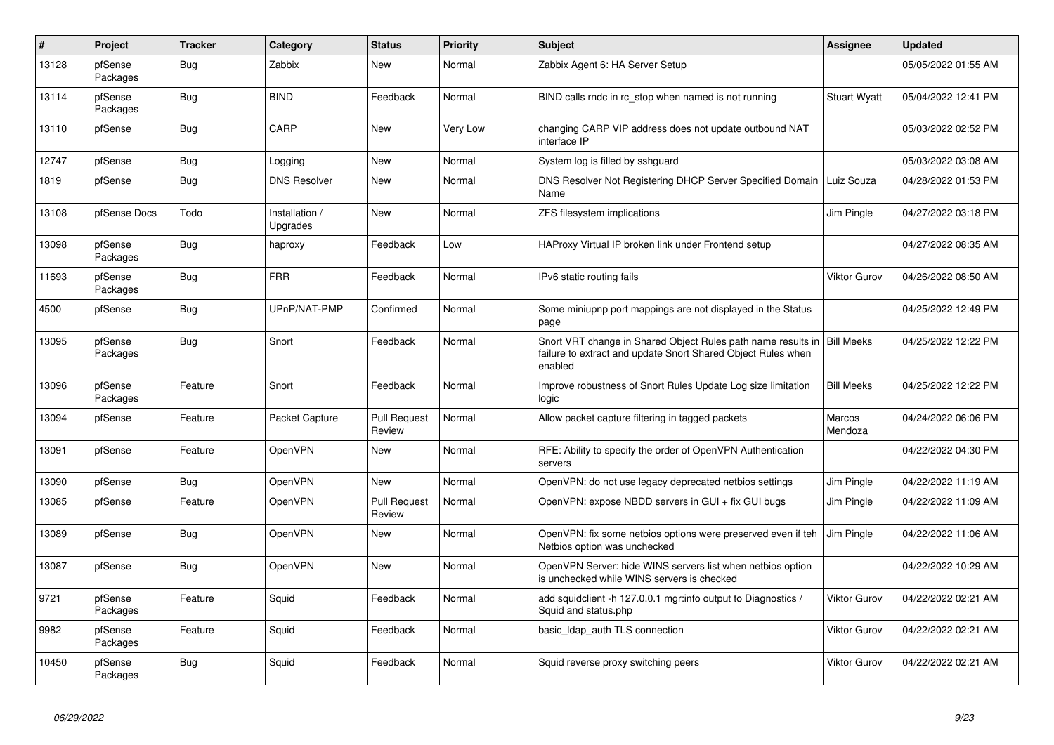| # | Project | Tracker | Category | Status | Priority | Subject | Assignee | Updated |
|---|---|---|---|---|---|---|---|---|
| 13128 | pfSense Packages | Bug | Zabbix | New | Normal | Zabbix Agent 6: HA Server Setup | | 05/05/2022 01:55 AM |
| 13114 | pfSense Packages | Bug | BIND | Feedback | Normal | BIND calls rndc in rc_stop when named is not running | Stuart Wyatt | 05/04/2022 12:41 PM |
| 13110 | pfSense | Bug | CARP | New | Very Low | changing CARP VIP address does not update outbound NAT interface IP | | 05/03/2022 02:52 PM |
| 12747 | pfSense | Bug | Logging | New | Normal | System log is filled by sshguard | | 05/03/2022 03:08 AM |
| 1819 | pfSense | Bug | DNS Resolver | New | Normal | DNS Resolver Not Registering DHCP Server Specified Domain Name | Luiz Souza | 04/28/2022 01:53 PM |
| 13108 | pfSense Docs | Todo | Installation / Upgrades | New | Normal | ZFS filesystem implications | Jim Pingle | 04/27/2022 03:18 PM |
| 13098 | pfSense Packages | Bug | haproxy | Feedback | Low | HAProxy Virtual IP broken link under Frontend setup | | 04/27/2022 08:35 AM |
| 11693 | pfSense Packages | Bug | FRR | Feedback | Normal | IPv6 static routing fails | Viktor Gurov | 04/26/2022 08:50 AM |
| 4500 | pfSense | Bug | UPnP/NAT-PMP | Confirmed | Normal | Some miniupnp port mappings are not displayed in the Status page | | 04/25/2022 12:49 PM |
| 13095 | pfSense Packages | Bug | Snort | Feedback | Normal | Snort VRT change in Shared Object Rules path name results in failure to extract and update Snort Shared Object Rules when enabled | Bill Meeks | 04/25/2022 12:22 PM |
| 13096 | pfSense Packages | Feature | Snort | Feedback | Normal | Improve robustness of Snort Rules Update Log size limitation logic | Bill Meeks | 04/25/2022 12:22 PM |
| 13094 | pfSense | Feature | Packet Capture | Pull Request Review | Normal | Allow packet capture filtering in tagged packets | Marcos Mendoza | 04/24/2022 06:06 PM |
| 13091 | pfSense | Feature | OpenVPN | New | Normal | RFE: Ability to specify the order of OpenVPN Authentication servers | | 04/22/2022 04:30 PM |
| 13090 | pfSense | Bug | OpenVPN | New | Normal | OpenVPN: do not use legacy deprecated netbios settings | Jim Pingle | 04/22/2022 11:19 AM |
| 13085 | pfSense | Feature | OpenVPN | Pull Request Review | Normal | OpenVPN: expose NBDD servers in GUI + fix GUI bugs | Jim Pingle | 04/22/2022 11:09 AM |
| 13089 | pfSense | Bug | OpenVPN | New | Normal | OpenVPN: fix some netbios options were preserved even if teh Netbios option was unchecked | Jim Pingle | 04/22/2022 11:06 AM |
| 13087 | pfSense | Bug | OpenVPN | New | Normal | OpenVPN Server: hide WINS servers list when netbios option is unchecked while WINS servers is checked | | 04/22/2022 10:29 AM |
| 9721 | pfSense Packages | Feature | Squid | Feedback | Normal | add squidclient -h 127.0.0.1 mgr:info output to Diagnostics / Squid and status.php | Viktor Gurov | 04/22/2022 02:21 AM |
| 9982 | pfSense Packages | Feature | Squid | Feedback | Normal | basic_ldap_auth TLS connection | Viktor Gurov | 04/22/2022 02:21 AM |
| 10450 | pfSense Packages | Bug | Squid | Feedback | Normal | Squid reverse proxy switching peers | Viktor Gurov | 04/22/2022 02:21 AM |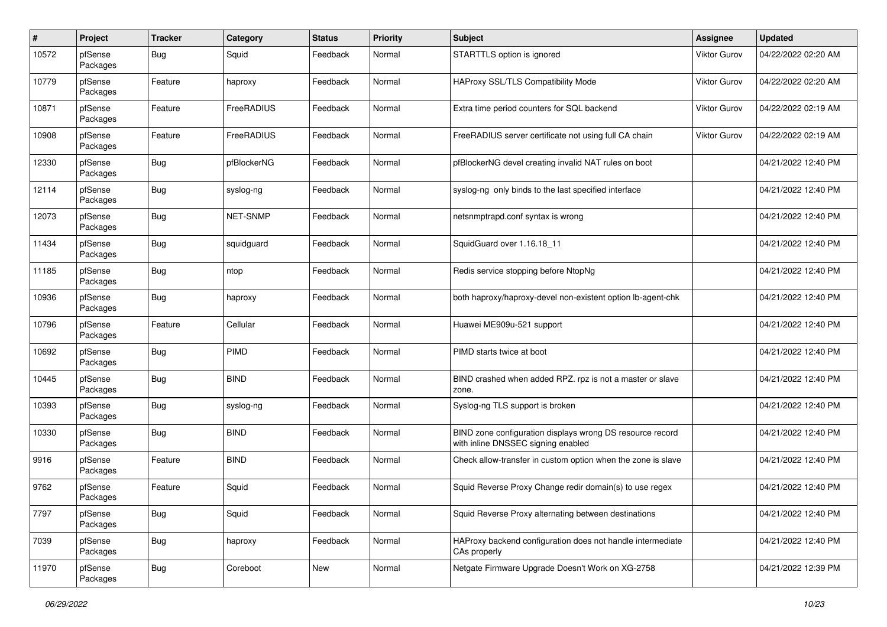| # | Project | Tracker | Category | Status | Priority | Subject | Assignee | Updated |
|---|---|---|---|---|---|---|---|---|
| 10572 | pfSense Packages | Bug | Squid | Feedback | Normal | STARTTLS option is ignored | Viktor Gurov | 04/22/2022 02:20 AM |
| 10779 | pfSense Packages | Feature | haproxy | Feedback | Normal | HAProxy SSL/TLS Compatibility Mode | Viktor Gurov | 04/22/2022 02:20 AM |
| 10871 | pfSense Packages | Feature | FreeRADIUS | Feedback | Normal | Extra time period counters for SQL backend | Viktor Gurov | 04/22/2022 02:19 AM |
| 10908 | pfSense Packages | Feature | FreeRADIUS | Feedback | Normal | FreeRADIUS server certificate not using full CA chain | Viktor Gurov | 04/22/2022 02:19 AM |
| 12330 | pfSense Packages | Bug | pfBlockerNG | Feedback | Normal | pfBlockerNG devel creating invalid NAT rules on boot | | 04/21/2022 12:40 PM |
| 12114 | pfSense Packages | Bug | syslog-ng | Feedback | Normal | syslog-ng only binds to the last specified interface | | 04/21/2022 12:40 PM |
| 12073 | pfSense Packages | Bug | NET-SNMP | Feedback | Normal | netsnmptrapd.conf syntax is wrong | | 04/21/2022 12:40 PM |
| 11434 | pfSense Packages | Bug | squidguard | Feedback | Normal | SquidGuard over 1.16.18_11 | | 04/21/2022 12:40 PM |
| 11185 | pfSense Packages | Bug | ntop | Feedback | Normal | Redis service stopping before NtopNg | | 04/21/2022 12:40 PM |
| 10936 | pfSense Packages | Bug | haproxy | Feedback | Normal | both haproxy/haproxy-devel non-existent option lb-agent-chk | | 04/21/2022 12:40 PM |
| 10796 | pfSense Packages | Feature | Cellular | Feedback | Normal | Huawei ME909u-521 support | | 04/21/2022 12:40 PM |
| 10692 | pfSense Packages | Bug | PIMD | Feedback | Normal | PIMD starts twice at boot | | 04/21/2022 12:40 PM |
| 10445 | pfSense Packages | Bug | BIND | Feedback | Normal | BIND crashed when added RPZ. rpz is not a master or slave zone. | | 04/21/2022 12:40 PM |
| 10393 | pfSense Packages | Bug | syslog-ng | Feedback | Normal | Syslog-ng TLS support is broken | | 04/21/2022 12:40 PM |
| 10330 | pfSense Packages | Bug | BIND | Feedback | Normal | BIND zone configuration displays wrong DS resource record with inline DNSSEC signing enabled | | 04/21/2022 12:40 PM |
| 9916 | pfSense Packages | Feature | BIND | Feedback | Normal | Check allow-transfer in custom option when the zone is slave | | 04/21/2022 12:40 PM |
| 9762 | pfSense Packages | Feature | Squid | Feedback | Normal | Squid Reverse Proxy Change redir domain(s) to use regex | | 04/21/2022 12:40 PM |
| 7797 | pfSense Packages | Bug | Squid | Feedback | Normal | Squid Reverse Proxy alternating between destinations | | 04/21/2022 12:40 PM |
| 7039 | pfSense Packages | Bug | haproxy | Feedback | Normal | HAProxy backend configuration does not handle intermediate CAs properly | | 04/21/2022 12:40 PM |
| 11970 | pfSense Packages | Bug | Coreboot | New | Normal | Netgate Firmware Upgrade Doesn't Work on XG-2758 | | 04/21/2022 12:39 PM |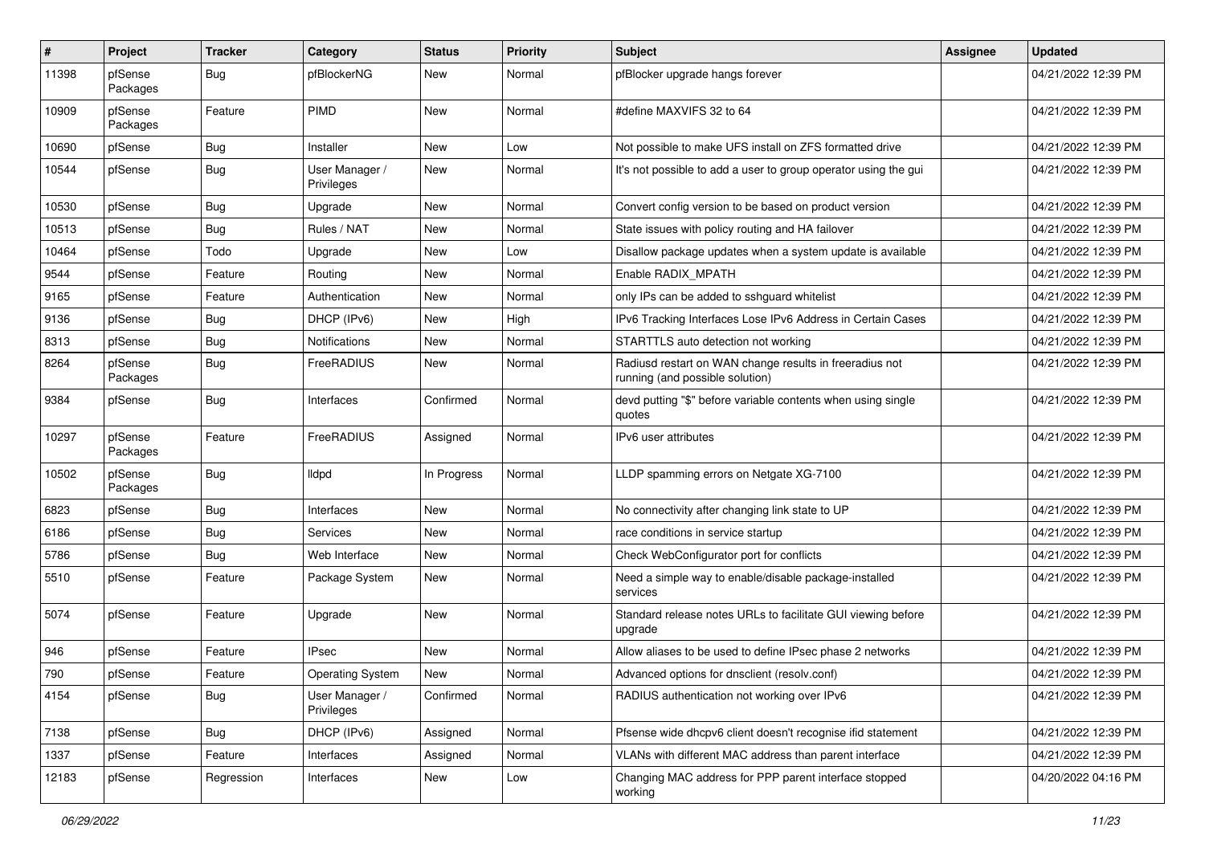| # | Project | Tracker | Category | Status | Priority | Subject | Assignee | Updated |
|---|---|---|---|---|---|---|---|---|
| 11398 | pfSense Packages | Bug | pfBlockerNG | New | Normal | pfBlocker upgrade hangs forever | | 04/21/2022 12:39 PM |
| 10909 | pfSense Packages | Feature | PIMD | New | Normal | #define MAXVIFS 32 to 64 | | 04/21/2022 12:39 PM |
| 10690 | pfSense | Bug | Installer | New | Low | Not possible to make UFS install on ZFS formatted drive | | 04/21/2022 12:39 PM |
| 10544 | pfSense | Bug | User Manager / Privileges | New | Normal | It's not possible to add a user to group operator using the gui | | 04/21/2022 12:39 PM |
| 10530 | pfSense | Bug | Upgrade | New | Normal | Convert config version to be based on product version | | 04/21/2022 12:39 PM |
| 10513 | pfSense | Bug | Rules / NAT | New | Normal | State issues with policy routing and HA failover | | 04/21/2022 12:39 PM |
| 10464 | pfSense | Todo | Upgrade | New | Low | Disallow package updates when a system update is available | | 04/21/2022 12:39 PM |
| 9544 | pfSense | Feature | Routing | New | Normal | Enable RADIX_MPATH | | 04/21/2022 12:39 PM |
| 9165 | pfSense | Feature | Authentication | New | Normal | only IPs can be added to sshguard whitelist | | 04/21/2022 12:39 PM |
| 9136 | pfSense | Bug | DHCP (IPv6) | New | High | IPv6 Tracking Interfaces Lose IPv6 Address in Certain Cases | | 04/21/2022 12:39 PM |
| 8313 | pfSense | Bug | Notifications | New | Normal | STARTTLS auto detection not working | | 04/21/2022 12:39 PM |
| 8264 | pfSense Packages | Bug | FreeRADIUS | New | Normal | Radiusd restart on WAN change results in freeradius not running (and possible solution) | | 04/21/2022 12:39 PM |
| 9384 | pfSense | Bug | Interfaces | Confirmed | Normal | devd putting "$" before variable contents when using single quotes | | 04/21/2022 12:39 PM |
| 10297 | pfSense Packages | Feature | FreeRADIUS | Assigned | Normal | IPv6 user attributes | | 04/21/2022 12:39 PM |
| 10502 | pfSense Packages | Bug | lldpd | In Progress | Normal | LLDP spamming errors on Netgate XG-7100 | | 04/21/2022 12:39 PM |
| 6823 | pfSense | Bug | Interfaces | New | Normal | No connectivity after changing link state to UP | | 04/21/2022 12:39 PM |
| 6186 | pfSense | Bug | Services | New | Normal | race conditions in service startup | | 04/21/2022 12:39 PM |
| 5786 | pfSense | Bug | Web Interface | New | Normal | Check WebConfigurator port for conflicts | | 04/21/2022 12:39 PM |
| 5510 | pfSense | Feature | Package System | New | Normal | Need a simple way to enable/disable package-installed services | | 04/21/2022 12:39 PM |
| 5074 | pfSense | Feature | Upgrade | New | Normal | Standard release notes URLs to facilitate GUI viewing before upgrade | | 04/21/2022 12:39 PM |
| 946 | pfSense | Feature | IPsec | New | Normal | Allow aliases to be used to define IPsec phase 2 networks | | 04/21/2022 12:39 PM |
| 790 | pfSense | Feature | Operating System | New | Normal | Advanced options for dnsclient (resolv.conf) | | 04/21/2022 12:39 PM |
| 4154 | pfSense | Bug | User Manager / Privileges | Confirmed | Normal | RADIUS authentication not working over IPv6 | | 04/21/2022 12:39 PM |
| 7138 | pfSense | Bug | DHCP (IPv6) | Assigned | Normal | Pfsense wide dhcpv6 client doesn't recognise ifid statement | | 04/21/2022 12:39 PM |
| 1337 | pfSense | Feature | Interfaces | Assigned | Normal | VLANs with different MAC address than parent interface | | 04/21/2022 12:39 PM |
| 12183 | pfSense | Regression | Interfaces | New | Low | Changing MAC address for PPP parent interface stopped working | | 04/20/2022 04:16 PM |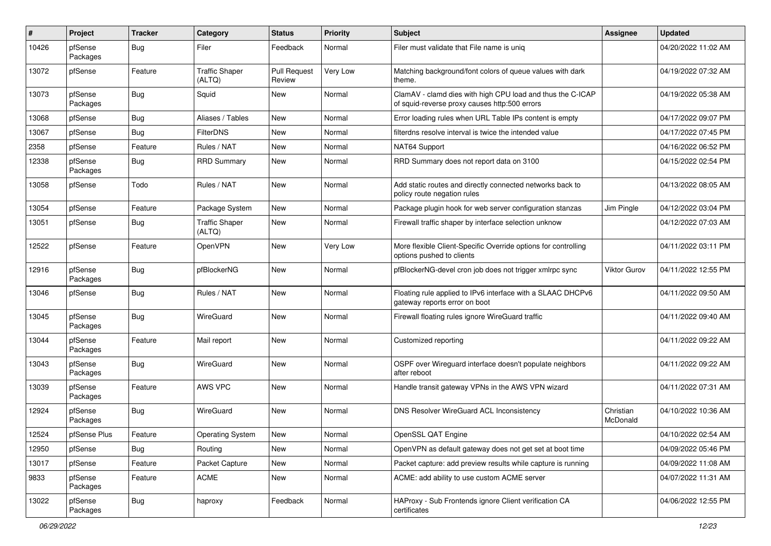| # | Project | Tracker | Category | Status | Priority | Subject | Assignee | Updated |
|---|---|---|---|---|---|---|---|---|
| 10426 | pfSense Packages | Bug | Filer | Feedback | Normal | Filer must validate that File name is uniq | | 04/20/2022 11:02 AM |
| 13072 | pfSense | Feature | Traffic Shaper (ALTQ) | Pull Request Review | Very Low | Matching background/font colors of queue values with dark theme. | | 04/19/2022 07:32 AM |
| 13073 | pfSense Packages | Bug | Squid | New | Normal | ClamAV - clamd dies with high CPU load and thus the C-ICAP of squid-reverse proxy causes http:500 errors | | 04/19/2022 05:38 AM |
| 13068 | pfSense | Bug | Aliases / Tables | New | Normal | Error loading rules when URL Table IPs content is empty | | 04/17/2022 09:07 PM |
| 13067 | pfSense | Bug | FilterDNS | New | Normal | filterdns resolve interval is twice the intended value | | 04/17/2022 07:45 PM |
| 2358 | pfSense | Feature | Rules / NAT | New | Normal | NAT64 Support | | 04/16/2022 06:52 PM |
| 12338 | pfSense Packages | Bug | RRD Summary | New | Normal | RRD Summary does not report data on 3100 | | 04/15/2022 02:54 PM |
| 13058 | pfSense | Todo | Rules / NAT | New | Normal | Add static routes and directly connected networks back to policy route negation rules | | 04/13/2022 08:05 AM |
| 13054 | pfSense | Feature | Package System | New | Normal | Package plugin hook for web server configuration stanzas | Jim Pingle | 04/12/2022 03:04 PM |
| 13051 | pfSense | Bug | Traffic Shaper (ALTQ) | New | Normal | Firewall traffic shaper by interface selection unknow | | 04/12/2022 07:03 AM |
| 12522 | pfSense | Feature | OpenVPN | New | Very Low | More flexible Client-Specific Override options for controlling options pushed to clients | | 04/11/2022 03:11 PM |
| 12916 | pfSense Packages | Bug | pfBlockerNG | New | Normal | pfBlockerNG-devel cron job does not trigger xmlrpc sync | Viktor Gurov | 04/11/2022 12:55 PM |
| 13046 | pfSense | Bug | Rules / NAT | New | Normal | Floating rule applied to IPv6 interface with a SLAAC DHCPv6 gateway reports error on boot | | 04/11/2022 09:50 AM |
| 13045 | pfSense Packages | Bug | WireGuard | New | Normal | Firewall floating rules ignore WireGuard traffic | | 04/11/2022 09:40 AM |
| 13044 | pfSense Packages | Feature | Mail report | New | Normal | Customized reporting | | 04/11/2022 09:22 AM |
| 13043 | pfSense Packages | Bug | WireGuard | New | Normal | OSPF over Wireguard interface doesn't populate neighbors after reboot | | 04/11/2022 09:22 AM |
| 13039 | pfSense Packages | Feature | AWS VPC | New | Normal | Handle transit gateway VPNs in the AWS VPN wizard | | 04/11/2022 07:31 AM |
| 12924 | pfSense Packages | Bug | WireGuard | New | Normal | DNS Resolver WireGuard ACL Inconsistency | Christian McDonald | 04/10/2022 10:36 AM |
| 12524 | pfSense Plus | Feature | Operating System | New | Normal | OpenSSL QAT Engine | | 04/10/2022 02:54 AM |
| 12950 | pfSense | Bug | Routing | New | Normal | OpenVPN as default gateway does not get set at boot time | | 04/09/2022 05:46 PM |
| 13017 | pfSense | Feature | Packet Capture | New | Normal | Packet capture: add preview results while capture is running | | 04/09/2022 11:08 AM |
| 9833 | pfSense Packages | Feature | ACME | New | Normal | ACME: add ability to use custom ACME server | | 04/07/2022 11:31 AM |
| 13022 | pfSense Packages | Bug | haproxy | Feedback | Normal | HAProxy - Sub Frontends ignore Client verification CA certificates | | 04/06/2022 12:55 PM |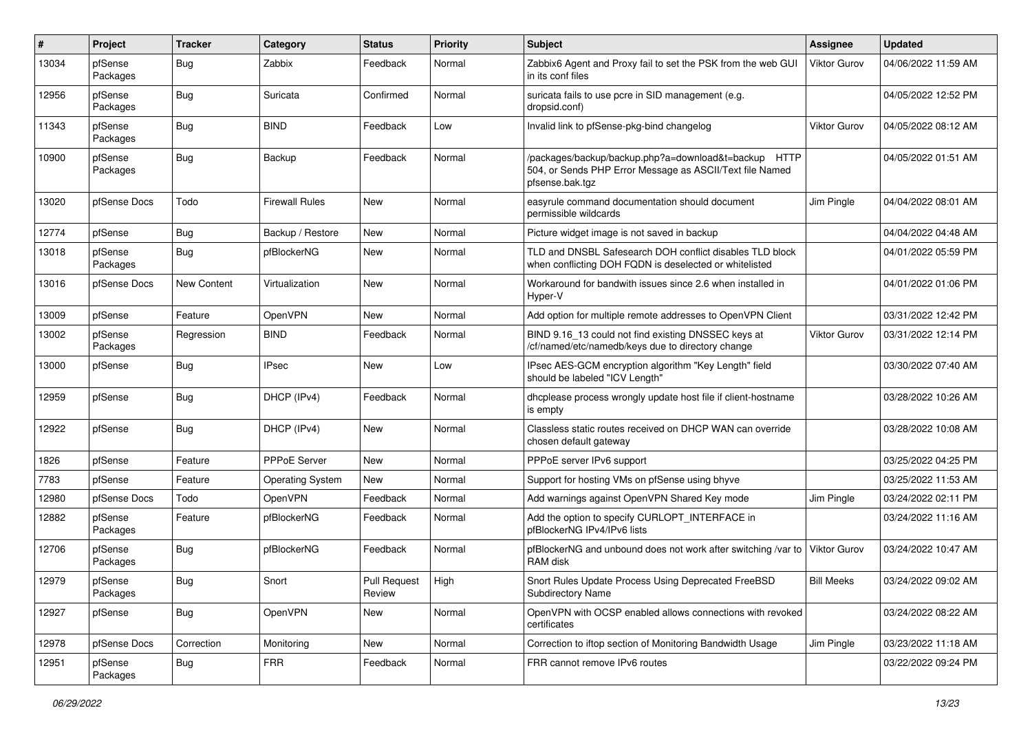| # | Project | Tracker | Category | Status | Priority | Subject | Assignee | Updated |
|---|---|---|---|---|---|---|---|---|
| 13034 | pfSense Packages | Bug | Zabbix | Feedback | Normal | Zabbix6 Agent and Proxy fail to set the PSK from the web GUI in its conf files | Viktor Gurov | 04/06/2022 11:59 AM |
| 12956 | pfSense Packages | Bug | Suricata | Confirmed | Normal | suricata fails to use pcre in SID management (e.g. dropsid.conf) | | 04/05/2022 12:52 PM |
| 11343 | pfSense Packages | Bug | BIND | Feedback | Low | Invalid link to pfSense-pkg-bind changelog | Viktor Gurov | 04/05/2022 08:12 AM |
| 10900 | pfSense Packages | Bug | Backup | Feedback | Normal | /packages/backup/backup.php?a=download&t=backup HTTP 504, or Sends PHP Error Message as ASCII/Text file Named pfsense.bak.tgz | | 04/05/2022 01:51 AM |
| 13020 | pfSense Docs | Todo | Firewall Rules | New | Normal | easyrule command documentation should document permissible wildcards | Jim Pingle | 04/04/2022 08:01 AM |
| 12774 | pfSense | Bug | Backup / Restore | New | Normal | Picture widget image is not saved in backup | | 04/04/2022 04:48 AM |
| 13018 | pfSense Packages | Bug | pfBlockerNG | New | Normal | TLD and DNSBL Safesearch DOH conflict disables TLD block when conflicting DOH FQDN is deselected or whitelisted | | 04/01/2022 05:59 PM |
| 13016 | pfSense Docs | New Content | Virtualization | New | Normal | Workaround for bandwith issues since 2.6 when installed in Hyper-V | | 04/01/2022 01:06 PM |
| 13009 | pfSense | Feature | OpenVPN | New | Normal | Add option for multiple remote addresses to OpenVPN Client | | 03/31/2022 12:42 PM |
| 13002 | pfSense Packages | Regression | BIND | Feedback | Normal | BIND 9.16_13 could not find existing DNSSEC keys at /cf/named/etc/namedb/keys due to directory change | Viktor Gurov | 03/31/2022 12:14 PM |
| 13000 | pfSense | Bug | IPsec | New | Low | IPsec AES-GCM encryption algorithm "Key Length" field should be labeled "ICV Length" | | 03/30/2022 07:40 AM |
| 12959 | pfSense | Bug | DHCP (IPv4) | Feedback | Normal | dhcplease process wrongly update host file if client-hostname is empty | | 03/28/2022 10:26 AM |
| 12922 | pfSense | Bug | DHCP (IPv4) | New | Normal | Classless static routes received on DHCP WAN can override chosen default gateway | | 03/28/2022 10:08 AM |
| 1826 | pfSense | Feature | PPPoE Server | New | Normal | PPPoE server IPv6 support | | 03/25/2022 04:25 PM |
| 7783 | pfSense | Feature | Operating System | New | Normal | Support for hosting VMs on pfSense using bhyve | | 03/25/2022 11:53 AM |
| 12980 | pfSense Docs | Todo | OpenVPN | Feedback | Normal | Add warnings against OpenVPN Shared Key mode | Jim Pingle | 03/24/2022 02:11 PM |
| 12882 | pfSense Packages | Feature | pfBlockerNG | Feedback | Normal | Add the option to specify CURLOPT_INTERFACE in pfBlockerNG IPv4/IPv6 lists | | 03/24/2022 11:16 AM |
| 12706 | pfSense Packages | Bug | pfBlockerNG | Feedback | Normal | pfBlockerNG and unbound does not work after switching /var to RAM disk | Viktor Gurov | 03/24/2022 10:47 AM |
| 12979 | pfSense Packages | Bug | Snort | Pull Request Review | High | Snort Rules Update Process Using Deprecated FreeBSD Subdirectory Name | Bill Meeks | 03/24/2022 09:02 AM |
| 12927 | pfSense | Bug | OpenVPN | New | Normal | OpenVPN with OCSP enabled allows connections with revoked certificates | | 03/24/2022 08:22 AM |
| 12978 | pfSense Docs | Correction | Monitoring | New | Normal | Correction to iftop section of Monitoring Bandwidth Usage | Jim Pingle | 03/23/2022 11:18 AM |
| 12951 | pfSense Packages | Bug | FRR | Feedback | Normal | FRR cannot remove IPv6 routes | | 03/22/2022 09:24 PM |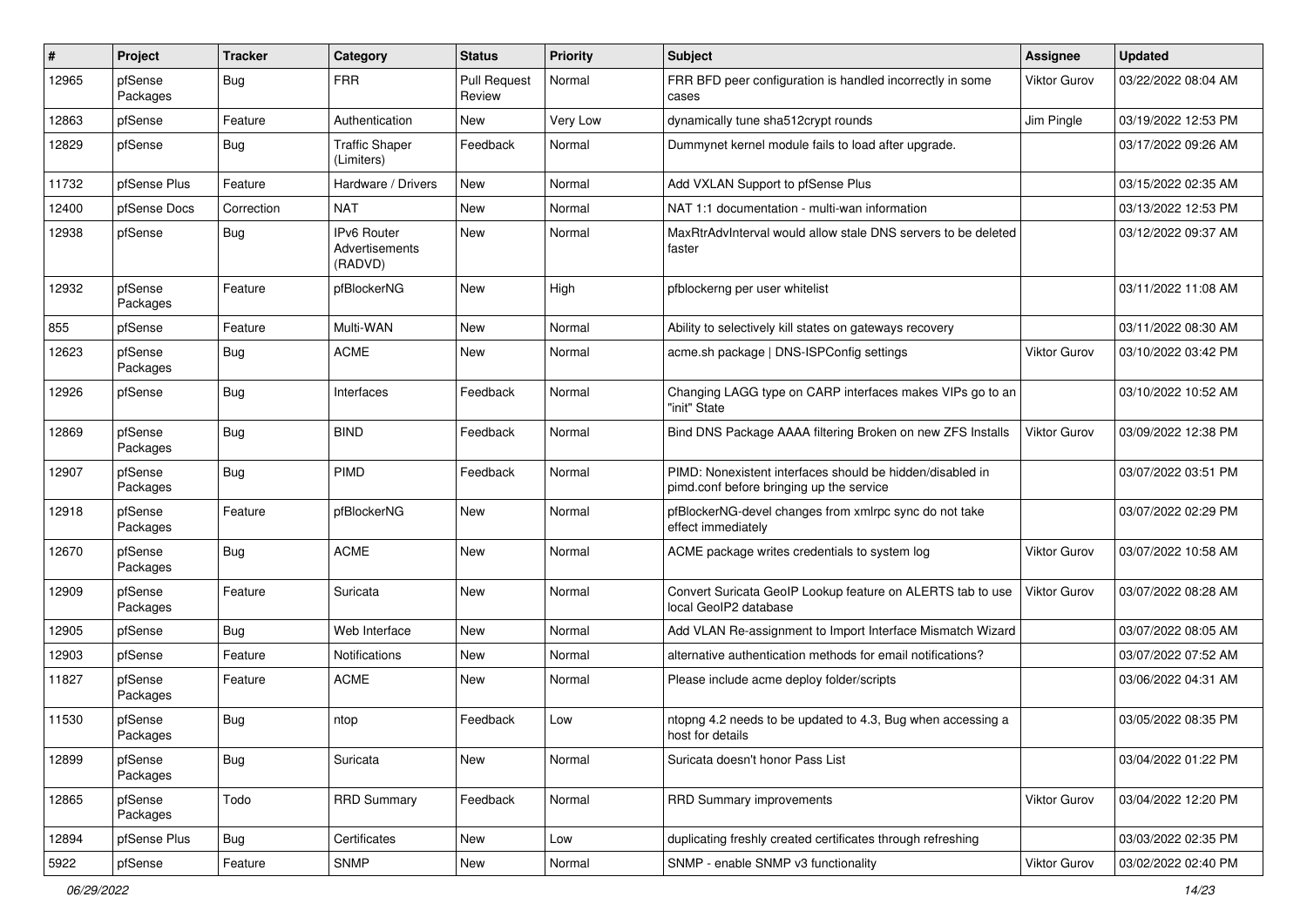| # | Project | Tracker | Category | Status | Priority | Subject | Assignee | Updated |
|---|---|---|---|---|---|---|---|---|
| 12965 | pfSense Packages | Bug | FRR | Pull Request Review | Normal | FRR BFD peer configuration is handled incorrectly in some cases | Viktor Gurov | 03/22/2022 08:04 AM |
| 12863 | pfSense | Feature | Authentication | New | Very Low | dynamically tune sha512crypt rounds | Jim Pingle | 03/19/2022 12:53 PM |
| 12829 | pfSense | Bug | Traffic Shaper (Limiters) | Feedback | Normal | Dummynet kernel module fails to load after upgrade. | | 03/17/2022 09:26 AM |
| 11732 | pfSense Plus | Feature | Hardware / Drivers | New | Normal | Add VXLAN Support to pfSense Plus | | 03/15/2022 02:35 AM |
| 12400 | pfSense Docs | Correction | NAT | New | Normal | NAT 1:1 documentation - multi-wan information | | 03/13/2022 12:53 PM |
| 12938 | pfSense | Bug | IPv6 Router Advertisements (RADVD) | New | Normal | MaxRtrAdvInterval would allow stale DNS servers to be deleted faster | | 03/12/2022 09:37 AM |
| 12932 | pfSense Packages | Feature | pfBlockerNG | New | High | pfblockerng per user whitelist | | 03/11/2022 11:08 AM |
| 855 | pfSense | Feature | Multi-WAN | New | Normal | Ability to selectively kill states on gateways recovery | | 03/11/2022 08:30 AM |
| 12623 | pfSense Packages | Bug | ACME | New | Normal | acme.sh package \| DNS-ISPConfig settings | Viktor Gurov | 03/10/2022 03:42 PM |
| 12926 | pfSense | Bug | Interfaces | Feedback | Normal | Changing LAGG type on CARP interfaces makes VIPs go to an "init" State | | 03/10/2022 10:52 AM |
| 12869 | pfSense Packages | Bug | BIND | Feedback | Normal | Bind DNS Package AAAA filtering Broken on new ZFS Installs | Viktor Gurov | 03/09/2022 12:38 PM |
| 12907 | pfSense Packages | Bug | PIMD | Feedback | Normal | PIMD: Nonexistent interfaces should be hidden/disabled in pimd.conf before bringing up the service | | 03/07/2022 03:51 PM |
| 12918 | pfSense Packages | Feature | pfBlockerNG | New | Normal | pfBlockerNG-devel changes from xmlrpc sync do not take effect immediately | | 03/07/2022 02:29 PM |
| 12670 | pfSense Packages | Bug | ACME | New | Normal | ACME package writes credentials to system log | Viktor Gurov | 03/07/2022 10:58 AM |
| 12909 | pfSense Packages | Feature | Suricata | New | Normal | Convert Suricata GeoIP Lookup feature on ALERTS tab to use local GeoIP2 database | Viktor Gurov | 03/07/2022 08:28 AM |
| 12905 | pfSense | Bug | Web Interface | New | Normal | Add VLAN Re-assignment to Import Interface Mismatch Wizard | | 03/07/2022 08:05 AM |
| 12903 | pfSense | Feature | Notifications | New | Normal | alternative authentication methods for email notifications? | | 03/07/2022 07:52 AM |
| 11827 | pfSense Packages | Feature | ACME | New | Normal | Please include acme deploy folder/scripts | | 03/06/2022 04:31 AM |
| 11530 | pfSense Packages | Bug | ntop | Feedback | Low | ntopng 4.2 needs to be updated to 4.3, Bug when accessing a host for details | | 03/05/2022 08:35 PM |
| 12899 | pfSense Packages | Bug | Suricata | New | Normal | Suricata doesn't honor Pass List | | 03/04/2022 01:22 PM |
| 12865 | pfSense Packages | Todo | RRD Summary | Feedback | Normal | RRD Summary improvements | Viktor Gurov | 03/04/2022 12:20 PM |
| 12894 | pfSense Plus | Bug | Certificates | New | Low | duplicating freshly created certificates through refreshing | | 03/03/2022 02:35 PM |
| 5922 | pfSense | Feature | SNMP | New | Normal | SNMP - enable SNMP v3 functionality | Viktor Gurov | 03/02/2022 02:40 PM |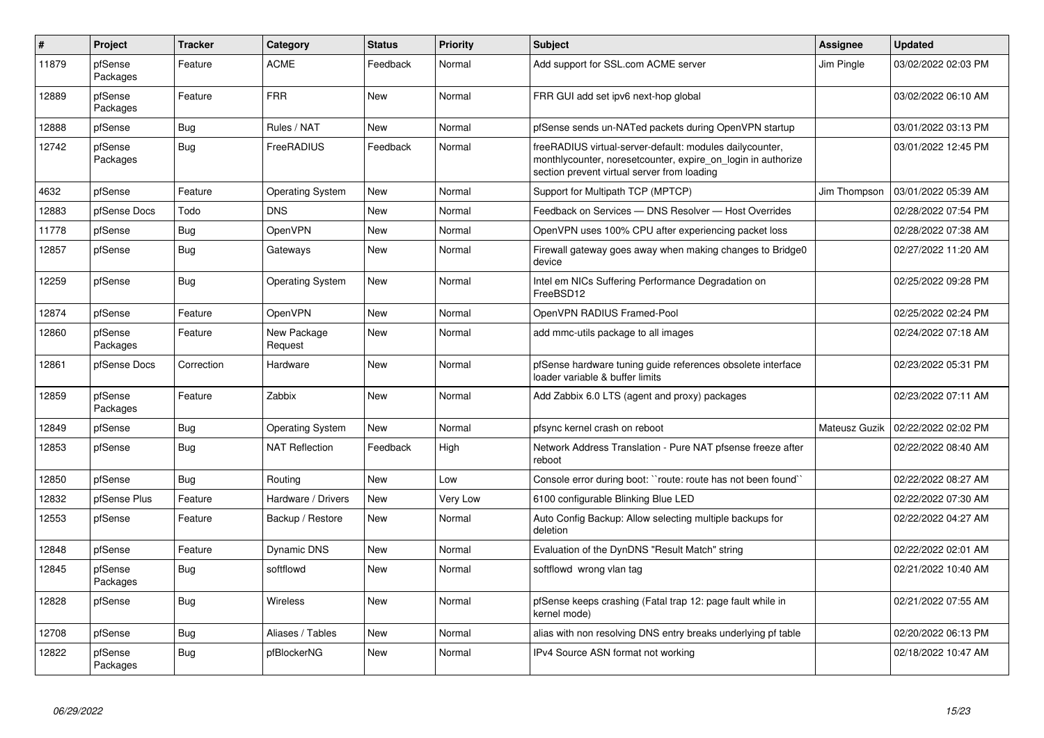| # | Project | Tracker | Category | Status | Priority | Subject | Assignee | Updated |
|---|---|---|---|---|---|---|---|---|
| 11879 | pfSense Packages | Feature | ACME | Feedback | Normal | Add support for SSL.com ACME server | Jim Pingle | 03/02/2022 02:03 PM |
| 12889 | pfSense Packages | Feature | FRR | New | Normal | FRR GUI add set ipv6 next-hop global | | 03/02/2022 06:10 AM |
| 12888 | pfSense | Bug | Rules / NAT | New | Normal | pfSense sends un-NATed packets during OpenVPN startup | | 03/01/2022 03:13 PM |
| 12742 | pfSense Packages | Bug | FreeRADIUS | Feedback | Normal | freeRADIUS virtual-server-default: modules dailycounter, monthlycounter, noresetcounter, expire_on_login in authorize section prevent virtual server from loading | | 03/01/2022 12:45 PM |
| 4632 | pfSense | Feature | Operating System | New | Normal | Support for Multipath TCP (MPTCP) | Jim Thompson | 03/01/2022 05:39 AM |
| 12883 | pfSense Docs | Todo | DNS | New | Normal | Feedback on Services — DNS Resolver — Host Overrides | | 02/28/2022 07:54 PM |
| 11778 | pfSense | Bug | OpenVPN | New | Normal | OpenVPN uses 100% CPU after experiencing packet loss | | 02/28/2022 07:38 AM |
| 12857 | pfSense | Bug | Gateways | New | Normal | Firewall gateway goes away when making changes to Bridge0 device | | 02/27/2022 11:20 AM |
| 12259 | pfSense | Bug | Operating System | New | Normal | Intel em NICs Suffering Performance Degradation on FreeBSD12 | | 02/25/2022 09:28 PM |
| 12874 | pfSense | Feature | OpenVPN | New | Normal | OpenVPN RADIUS Framed-Pool | | 02/25/2022 02:24 PM |
| 12860 | pfSense Packages | Feature | New Package Request | New | Normal | add mmc-utils package to all images | | 02/24/2022 07:18 AM |
| 12861 | pfSense Docs | Correction | Hardware | New | Normal | pfSense hardware tuning guide references obsolete interface loader variable & buffer limits | | 02/23/2022 05:31 PM |
| 12859 | pfSense Packages | Feature | Zabbix | New | Normal | Add Zabbix 6.0 LTS (agent and proxy) packages | | 02/23/2022 07:11 AM |
| 12849 | pfSense | Bug | Operating System | New | Normal | pfsync kernel crash on reboot | Mateusz Guzik | 02/22/2022 02:02 PM |
| 12853 | pfSense | Bug | NAT Reflection | Feedback | High | Network Address Translation - Pure NAT pfsense freeze after reboot | | 02/22/2022 08:40 AM |
| 12850 | pfSense | Bug | Routing | New | Low | Console error during boot: ``route: route has not been found`` | | 02/22/2022 08:27 AM |
| 12832 | pfSense Plus | Feature | Hardware / Drivers | New | Very Low | 6100 configurable Blinking Blue LED | | 02/22/2022 07:30 AM |
| 12553 | pfSense | Feature | Backup / Restore | New | Normal | Auto Config Backup: Allow selecting multiple backups for deletion | | 02/22/2022 04:27 AM |
| 12848 | pfSense | Feature | Dynamic DNS | New | Normal | Evaluation of the DynDNS "Result Match" string | | 02/22/2022 02:01 AM |
| 12845 | pfSense Packages | Bug | softflowd | New | Normal | softflowd wrong vlan tag | | 02/21/2022 10:40 AM |
| 12828 | pfSense | Bug | Wireless | New | Normal | pfSense keeps crashing (Fatal trap 12: page fault while in kernel mode) | | 02/21/2022 07:55 AM |
| 12708 | pfSense | Bug | Aliases / Tables | New | Normal | alias with non resolving DNS entry breaks underlying pf table | | 02/20/2022 06:13 PM |
| 12822 | pfSense Packages | Bug | pfBlockerNG | New | Normal | IPv4 Source ASN format not working | | 02/18/2022 10:47 AM |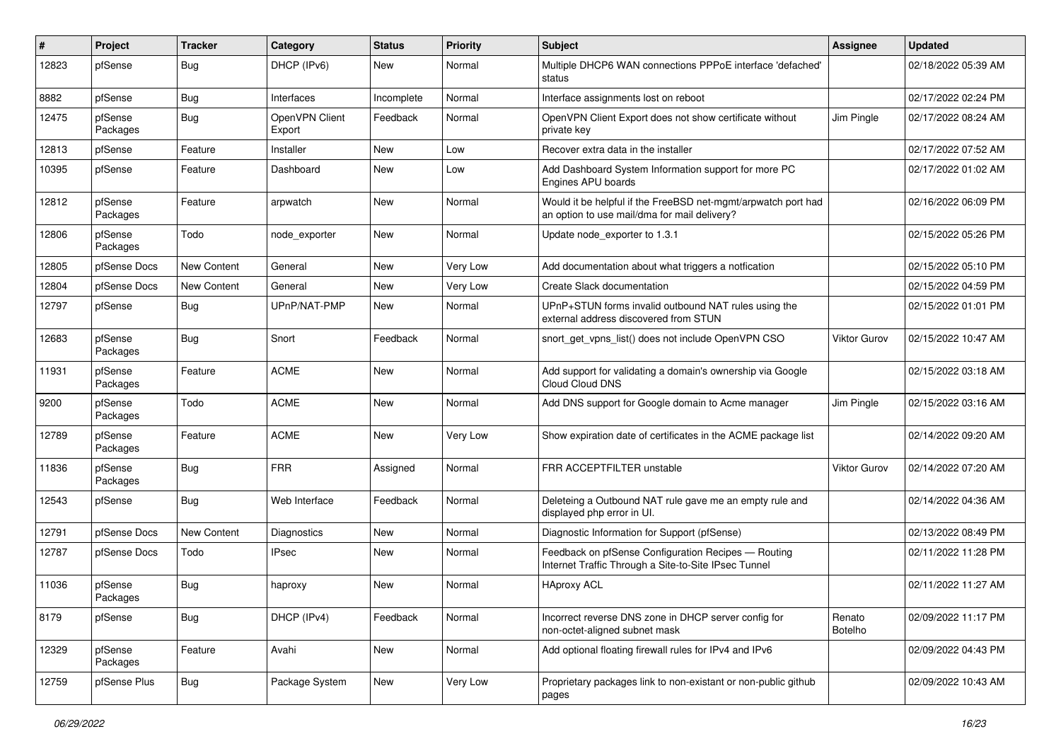| # | Project | Tracker | Category | Status | Priority | Subject | Assignee | Updated |
|---|---|---|---|---|---|---|---|---|
| 12823 | pfSense | Bug | DHCP (IPv6) | New | Normal | Multiple DHCP6 WAN connections PPPoE interface 'defached' status | | 02/18/2022 05:39 AM |
| 8882 | pfSense | Bug | Interfaces | Incomplete | Normal | Interface assignments lost on reboot | | 02/17/2022 02:24 PM |
| 12475 | pfSense Packages | Bug | OpenVPN Client Export | Feedback | Normal | OpenVPN Client Export does not show certificate without private key | Jim Pingle | 02/17/2022 08:24 AM |
| 12813 | pfSense | Feature | Installer | New | Low | Recover extra data in the installer | | 02/17/2022 07:52 AM |
| 10395 | pfSense | Feature | Dashboard | New | Low | Add Dashboard System Information support for more PC Engines APU boards | | 02/17/2022 01:02 AM |
| 12812 | pfSense Packages | Feature | arpwatch | New | Normal | Would it be helpful if the FreeBSD net-mgmt/arpwatch port had an option to use mail/dma for mail delivery? | | 02/16/2022 06:09 PM |
| 12806 | pfSense Packages | Todo | node_exporter | New | Normal | Update node_exporter to 1.3.1 | | 02/15/2022 05:26 PM |
| 12805 | pfSense Docs | New Content | General | New | Very Low | Add documentation about what triggers a notfication | | 02/15/2022 05:10 PM |
| 12804 | pfSense Docs | New Content | General | New | Very Low | Create Slack documentation | | 02/15/2022 04:59 PM |
| 12797 | pfSense | Bug | UPnP/NAT-PMP | New | Normal | UPnP+STUN forms invalid outbound NAT rules using the external address discovered from STUN | | 02/15/2022 01:01 PM |
| 12683 | pfSense Packages | Bug | Snort | Feedback | Normal | snort_get_vpns_list() does not include OpenVPN CSO | Viktor Gurov | 02/15/2022 10:47 AM |
| 11931 | pfSense Packages | Feature | ACME | New | Normal | Add support for validating a domain's ownership via Google Cloud Cloud DNS | | 02/15/2022 03:18 AM |
| 9200 | pfSense Packages | Todo | ACME | New | Normal | Add DNS support for Google domain to Acme manager | Jim Pingle | 02/15/2022 03:16 AM |
| 12789 | pfSense Packages | Feature | ACME | New | Very Low | Show expiration date of certificates in the ACME package list | | 02/14/2022 09:20 AM |
| 11836 | pfSense Packages | Bug | FRR | Assigned | Normal | FRR ACCEPTFILTER unstable | Viktor Gurov | 02/14/2022 07:20 AM |
| 12543 | pfSense | Bug | Web Interface | Feedback | Normal | Deleteing a Outbound NAT rule gave me an empty rule and displayed php error in UI. | | 02/14/2022 04:36 AM |
| 12791 | pfSense Docs | New Content | Diagnostics | New | Normal | Diagnostic Information for Support (pfSense) | | 02/13/2022 08:49 PM |
| 12787 | pfSense Docs | Todo | IPsec | New | Normal | Feedback on pfSense Configuration Recipes — Routing Internet Traffic Through a Site-to-Site IPsec Tunnel | | 02/11/2022 11:28 PM |
| 11036 | pfSense Packages | Bug | haproxy | New | Normal | HAproxy ACL | | 02/11/2022 11:27 AM |
| 8179 | pfSense | Bug | DHCP (IPv4) | Feedback | Normal | Incorrect reverse DNS zone in DHCP server config for non-octet-aligned subnet mask | Renato Botelho | 02/09/2022 11:17 PM |
| 12329 | pfSense Packages | Feature | Avahi | New | Normal | Add optional floating firewall rules for IPv4 and IPv6 | | 02/09/2022 04:43 PM |
| 12759 | pfSense Plus | Bug | Package System | New | Very Low | Proprietary packages link to non-existant or non-public github pages | | 02/09/2022 10:43 AM |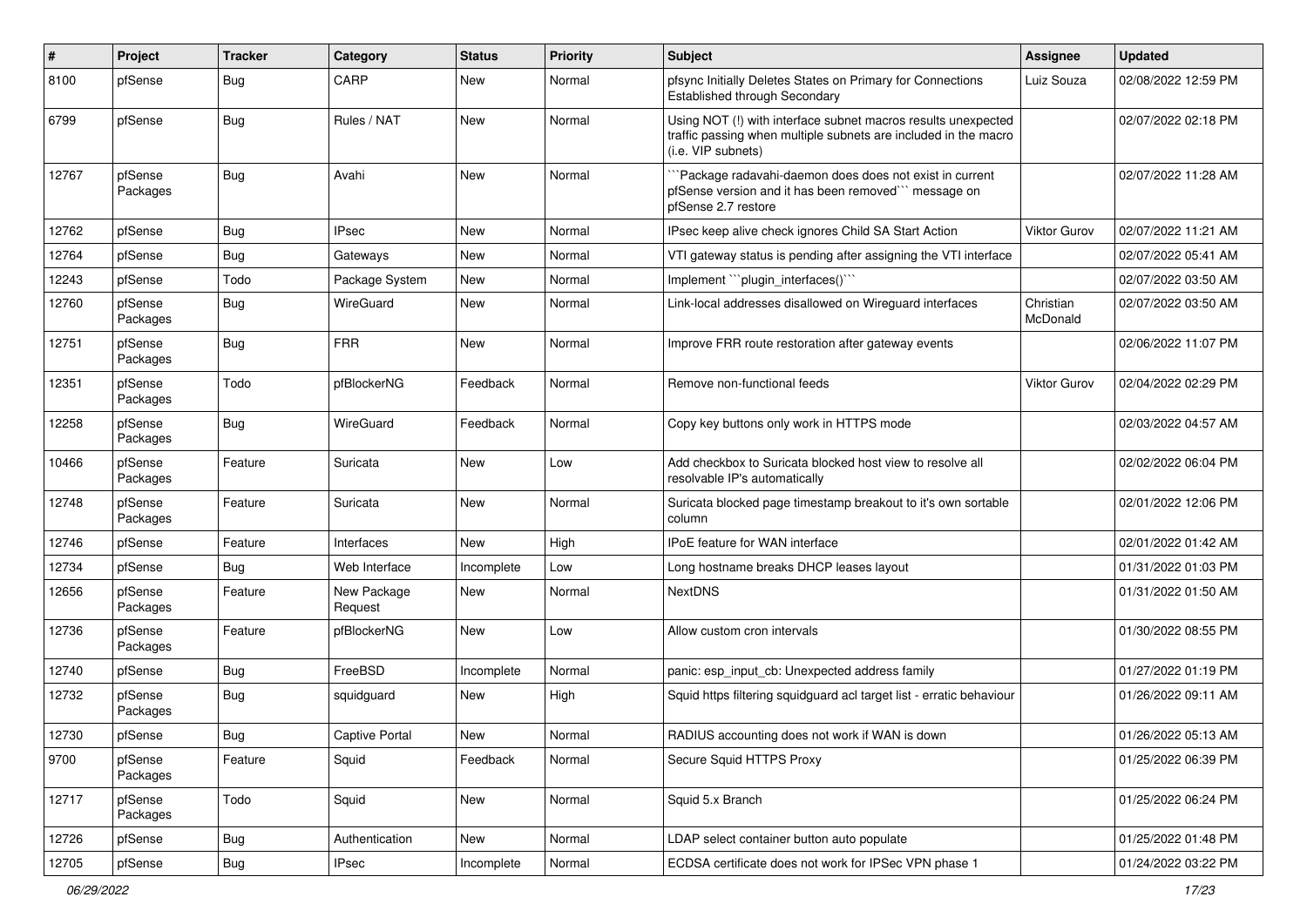| # | Project | Tracker | Category | Status | Priority | Subject | Assignee | Updated |
|---|---|---|---|---|---|---|---|---|
| 8100 | pfSense | Bug | CARP | New | Normal | pfsync Initially Deletes States on Primary for Connections Established through Secondary | Luiz Souza | 02/08/2022 12:59 PM |
| 6799 | pfSense | Bug | Rules / NAT | New | Normal | Using NOT (!) with interface subnet macros results unexpected traffic passing when multiple subnets are included in the macro (i.e. VIP subnets) | | 02/07/2022 02:18 PM |
| 12767 | pfSense Packages | Bug | Avahi | New | Normal | ```Package radavahi-daemon does does not exist in current pfSense version and it has been removed``` message on pfSense 2.7 restore | | 02/07/2022 11:28 AM |
| 12762 | pfSense | Bug | IPsec | New | Normal | IPsec keep alive check ignores Child SA Start Action | Viktor Gurov | 02/07/2022 11:21 AM |
| 12764 | pfSense | Bug | Gateways | New | Normal | VTI gateway status is pending after assigning the VTI interface | | 02/07/2022 05:41 AM |
| 12243 | pfSense | Todo | Package System | New | Normal | Implement ```plugin_interfaces()``` | | 02/07/2022 03:50 AM |
| 12760 | pfSense Packages | Bug | WireGuard | New | Normal | Link-local addresses disallowed on Wireguard interfaces | Christian McDonald | 02/07/2022 03:50 AM |
| 12751 | pfSense Packages | Bug | FRR | New | Normal | Improve FRR route restoration after gateway events | | 02/06/2022 11:07 PM |
| 12351 | pfSense Packages | Todo | pfBlockerNG | Feedback | Normal | Remove non-functional feeds | Viktor Gurov | 02/04/2022 02:29 PM |
| 12258 | pfSense Packages | Bug | WireGuard | Feedback | Normal | Copy key buttons only work in HTTPS mode | | 02/03/2022 04:57 AM |
| 10466 | pfSense Packages | Feature | Suricata | New | Low | Add checkbox to Suricata blocked host view to resolve all resolvable IP's automatically | | 02/02/2022 06:04 PM |
| 12748 | pfSense Packages | Feature | Suricata | New | Normal | Suricata blocked page timestamp breakout to it's own sortable column | | 02/01/2022 12:06 PM |
| 12746 | pfSense | Feature | Interfaces | New | High | IPoE feature for WAN interface | | 02/01/2022 01:42 AM |
| 12734 | pfSense | Bug | Web Interface | Incomplete | Low | Long hostname breaks DHCP leases layout | | 01/31/2022 01:03 PM |
| 12656 | pfSense Packages | Feature | New Package Request | New | Normal | NextDNS | | 01/31/2022 01:50 AM |
| 12736 | pfSense Packages | Feature | pfBlockerNG | New | Low | Allow custom cron intervals | | 01/30/2022 08:55 PM |
| 12740 | pfSense | Bug | FreeBSD | Incomplete | Normal | panic: esp_input_cb: Unexpected address family | | 01/27/2022 01:19 PM |
| 12732 | pfSense Packages | Bug | squidguard | New | High | Squid https filtering squidguard acl target list - erratic behaviour | | 01/26/2022 09:11 AM |
| 12730 | pfSense | Bug | Captive Portal | New | Normal | RADIUS accounting does not work if WAN is down | | 01/26/2022 05:13 AM |
| 9700 | pfSense Packages | Feature | Squid | Feedback | Normal | Secure Squid HTTPS Proxy | | 01/25/2022 06:39 PM |
| 12717 | pfSense Packages | Todo | Squid | New | Normal | Squid 5.x Branch | | 01/25/2022 06:24 PM |
| 12726 | pfSense | Bug | Authentication | New | Normal | LDAP select container button auto populate | | 01/25/2022 01:48 PM |
| 12705 | pfSense | Bug | IPsec | Incomplete | Normal | ECDSA certificate does not work for IPSec VPN phase 1 | | 01/24/2022 03:22 PM |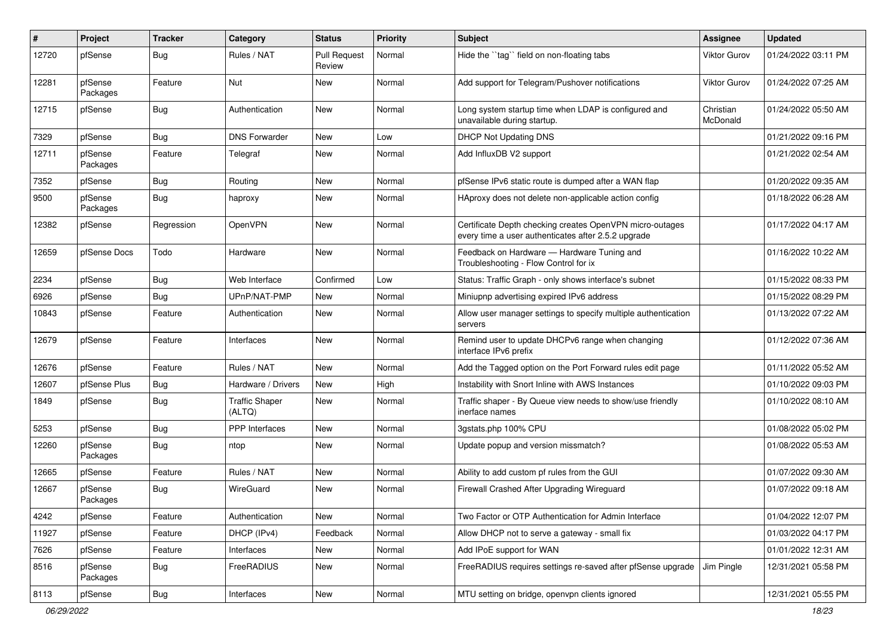| # | Project | Tracker | Category | Status | Priority | Subject | Assignee | Updated |
|---|---|---|---|---|---|---|---|---|
| 12720 | pfSense | Bug | Rules / NAT | Pull Request Review | Normal | Hide the ``tag`` field on non-floating tabs | Viktor Gurov | 01/24/2022 03:11 PM |
| 12281 | pfSense Packages | Feature | Nut | New | Normal | Add support for Telegram/Pushover notifications | Viktor Gurov | 01/24/2022 07:25 AM |
| 12715 | pfSense | Bug | Authentication | New | Normal | Long system startup time when LDAP is configured and unavailable during startup. | Christian McDonald | 01/24/2022 05:50 AM |
| 7329 | pfSense | Bug | DNS Forwarder | New | Low | DHCP Not Updating DNS | | 01/21/2022 09:16 PM |
| 12711 | pfSense Packages | Feature | Telegraf | New | Normal | Add InfluxDB V2 support | | 01/21/2022 02:54 AM |
| 7352 | pfSense | Bug | Routing | New | Normal | pfSense IPv6 static route is dumped after a WAN flap | | 01/20/2022 09:35 AM |
| 9500 | pfSense Packages | Bug | haproxy | New | Normal | HAproxy does not delete non-applicable action config | | 01/18/2022 06:28 AM |
| 12382 | pfSense | Regression | OpenVPN | New | Normal | Certificate Depth checking creates OpenVPN micro-outages every time a user authenticates after 2.5.2 upgrade | | 01/17/2022 04:17 AM |
| 12659 | pfSense Docs | Todo | Hardware | New | Normal | Feedback on Hardware — Hardware Tuning and Troubleshooting - Flow Control for ix | | 01/16/2022 10:22 AM |
| 2234 | pfSense | Bug | Web Interface | Confirmed | Low | Status: Traffic Graph - only shows interface's subnet | | 01/15/2022 08:33 PM |
| 6926 | pfSense | Bug | UPnP/NAT-PMP | New | Normal | Miniupnp advertising expired IPv6 address | | 01/15/2022 08:29 PM |
| 10843 | pfSense | Feature | Authentication | New | Normal | Allow user manager settings to specify multiple authentication servers | | 01/13/2022 07:22 AM |
| 12679 | pfSense | Feature | Interfaces | New | Normal | Remind user to update DHCPv6 range when changing interface IPv6 prefix | | 01/12/2022 07:36 AM |
| 12676 | pfSense | Feature | Rules / NAT | New | Normal | Add the Tagged option on the Port Forward rules edit page | | 01/11/2022 05:52 AM |
| 12607 | pfSense Plus | Bug | Hardware / Drivers | New | High | Instability with Snort Inline with AWS Instances | | 01/10/2022 09:03 PM |
| 1849 | pfSense | Bug | Traffic Shaper (ALTQ) | New | Normal | Traffic shaper - By Queue view needs to show/use friendly inerface names | | 01/10/2022 08:10 AM |
| 5253 | pfSense | Bug | PPP Interfaces | New | Normal | 3gstats.php 100% CPU | | 01/08/2022 05:02 PM |
| 12260 | pfSense Packages | Bug | ntop | New | Normal | Update popup and version missmatch? | | 01/08/2022 05:53 AM |
| 12665 | pfSense | Feature | Rules / NAT | New | Normal | Ability to add custom pf rules from the GUI | | 01/07/2022 09:30 AM |
| 12667 | pfSense Packages | Bug | WireGuard | New | Normal | Firewall Crashed After Upgrading Wireguard | | 01/07/2022 09:18 AM |
| 4242 | pfSense | Feature | Authentication | New | Normal | Two Factor or OTP Authentication for Admin Interface | | 01/04/2022 12:07 PM |
| 11927 | pfSense | Feature | DHCP (IPv4) | Feedback | Normal | Allow DHCP not to serve a gateway - small fix | | 01/03/2022 04:17 PM |
| 7626 | pfSense | Feature | Interfaces | New | Normal | Add IPoE support for WAN | | 01/01/2022 12:31 AM |
| 8516 | pfSense Packages | Bug | FreeRADIUS | New | Normal | FreeRADIUS requires settings re-saved after pfSense upgrade | Jim Pingle | 12/31/2021 05:58 PM |
| 8113 | pfSense | Bug | Interfaces | New | Normal | MTU setting on bridge, openvpn clients ignored | | 12/31/2021 05:55 PM |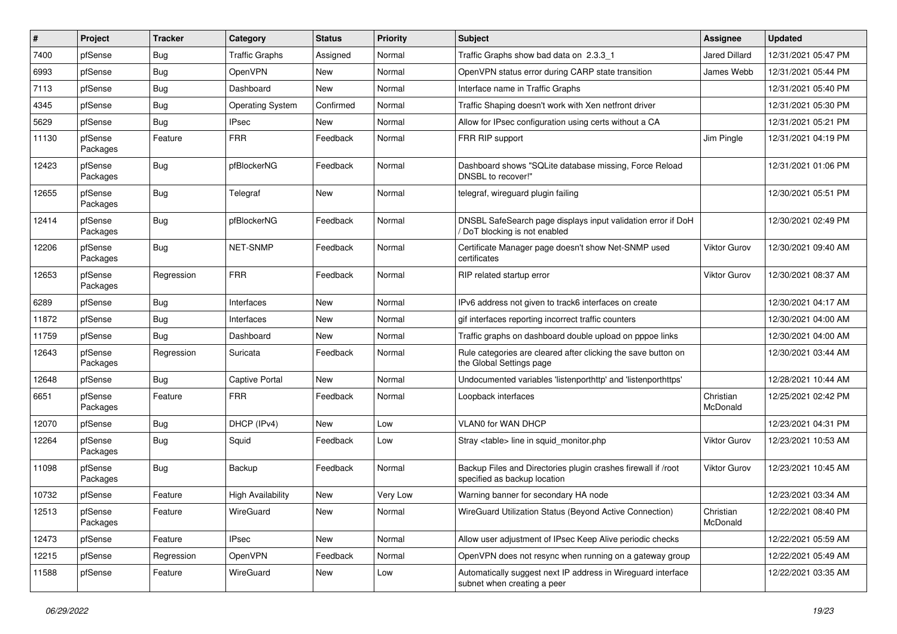| # | Project | Tracker | Category | Status | Priority | Subject | Assignee | Updated |
|---|---|---|---|---|---|---|---|---|
| 7400 | pfSense | Bug | Traffic Graphs | Assigned | Normal | Traffic Graphs show bad data on 2.3.3_1 | Jared Dillard | 12/31/2021 05:47 PM |
| 6993 | pfSense | Bug | OpenVPN | New | Normal | OpenVPN status error during CARP state transition | James Webb | 12/31/2021 05:44 PM |
| 7113 | pfSense | Bug | Dashboard | New | Normal | Interface name in Traffic Graphs | | 12/31/2021 05:40 PM |
| 4345 | pfSense | Bug | Operating System | Confirmed | Normal | Traffic Shaping doesn't work with Xen netfront driver | | 12/31/2021 05:30 PM |
| 5629 | pfSense | Bug | IPsec | New | Normal | Allow for IPsec configuration using certs without a CA | | 12/31/2021 05:21 PM |
| 11130 | pfSense Packages | Feature | FRR | Feedback | Normal | FRR RIP support | Jim Pingle | 12/31/2021 04:19 PM |
| 12423 | pfSense Packages | Bug | pfBlockerNG | Feedback | Normal | Dashboard shows "SQLite database missing, Force Reload DNSBL to recover!" | | 12/31/2021 01:06 PM |
| 12655 | pfSense Packages | Bug | Telegraf | New | Normal | telegraf, wireguard plugin failing | | 12/30/2021 05:51 PM |
| 12414 | pfSense Packages | Bug | pfBlockerNG | Feedback | Normal | DNSBL SafeSearch page displays input validation error if DoH / DoT blocking is not enabled | | 12/30/2021 02:49 PM |
| 12206 | pfSense Packages | Bug | NET-SNMP | Feedback | Normal | Certificate Manager page doesn't show Net-SNMP used certificates | Viktor Gurov | 12/30/2021 09:40 AM |
| 12653 | pfSense Packages | Regression | FRR | Feedback | Normal | RIP related startup error | Viktor Gurov | 12/30/2021 08:37 AM |
| 6289 | pfSense | Bug | Interfaces | New | Normal | IPv6 address not given to track6 interfaces on create | | 12/30/2021 04:17 AM |
| 11872 | pfSense | Bug | Interfaces | New | Normal | gif interfaces reporting incorrect traffic counters | | 12/30/2021 04:00 AM |
| 11759 | pfSense | Bug | Dashboard | New | Normal | Traffic graphs on dashboard double upload on pppoe links | | 12/30/2021 04:00 AM |
| 12643 | pfSense Packages | Regression | Suricata | Feedback | Normal | Rule categories are cleared after clicking the save button on the Global Settings page | | 12/30/2021 03:44 AM |
| 12648 | pfSense | Bug | Captive Portal | New | Normal | Undocumented variables 'listenporthttp' and 'listenporthttps' | | 12/28/2021 10:44 AM |
| 6651 | pfSense Packages | Feature | FRR | Feedback | Normal | Loopback interfaces | Christian McDonald | 12/25/2021 02:42 PM |
| 12070 | pfSense | Bug | DHCP (IPv4) | New | Low | VLAN0 for WAN DHCP | | 12/23/2021 04:31 PM |
| 12264 | pfSense Packages | Bug | Squid | Feedback | Low | Stray <table> line in squid_monitor.php | Viktor Gurov | 12/23/2021 10:53 AM |
| 11098 | pfSense Packages | Bug | Backup | Feedback | Normal | Backup Files and Directories plugin crashes firewall if /root specified as backup location | Viktor Gurov | 12/23/2021 10:45 AM |
| 10732 | pfSense | Feature | High Availability | New | Very Low | Warning banner for secondary HA node | | 12/23/2021 03:34 AM |
| 12513 | pfSense Packages | Feature | WireGuard | New | Normal | WireGuard Utilization Status (Beyond Active Connection) | Christian McDonald | 12/22/2021 08:40 PM |
| 12473 | pfSense | Feature | IPsec | New | Normal | Allow user adjustment of IPsec Keep Alive periodic checks | | 12/22/2021 05:59 AM |
| 12215 | pfSense | Regression | OpenVPN | Feedback | Normal | OpenVPN does not resync when running on a gateway group | | 12/22/2021 05:49 AM |
| 11588 | pfSense | Feature | WireGuard | New | Low | Automatically suggest next IP address in Wireguard interface subnet when creating a peer | | 12/22/2021 03:35 AM |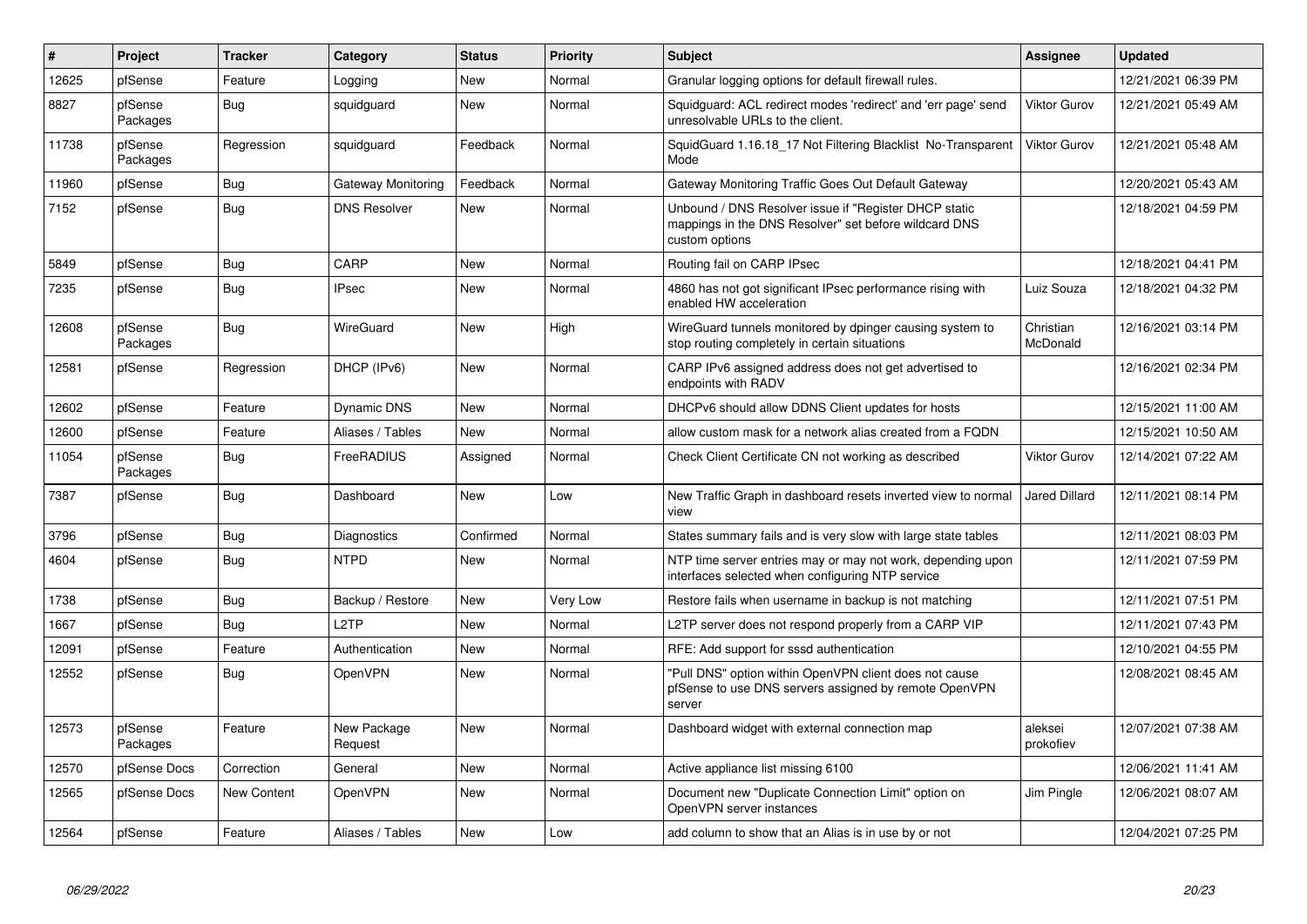| # | Project | Tracker | Category | Status | Priority | Subject | Assignee | Updated |
|---|---|---|---|---|---|---|---|---|
| 12625 | pfSense | Feature | Logging | New | Normal | Granular logging options for default firewall rules. | | 12/21/2021 06:39 PM |
| 8827 | pfSense Packages | Bug | squidguard | New | Normal | Squidguard: ACL redirect modes 'redirect' and 'err page' send unresolvable URLs to the client. | Viktor Gurov | 12/21/2021 05:49 AM |
| 11738 | pfSense Packages | Regression | squidguard | Feedback | Normal | SquidGuard 1.16.18_17 Not Filtering Blacklist No-Transparent Mode | Viktor Gurov | 12/21/2021 05:48 AM |
| 11960 | pfSense | Bug | Gateway Monitoring | Feedback | Normal | Gateway Monitoring Traffic Goes Out Default Gateway | | 12/20/2021 05:43 AM |
| 7152 | pfSense | Bug | DNS Resolver | New | Normal | Unbound / DNS Resolver issue if "Register DHCP static mappings in the DNS Resolver" set before wildcard DNS custom options | | 12/18/2021 04:59 PM |
| 5849 | pfSense | Bug | CARP | New | Normal | Routing fail on CARP IPsec | | 12/18/2021 04:41 PM |
| 7235 | pfSense | Bug | IPsec | New | Normal | 4860 has not got significant IPsec performance rising with enabled HW acceleration | Luiz Souza | 12/18/2021 04:32 PM |
| 12608 | pfSense Packages | Bug | WireGuard | New | High | WireGuard tunnels monitored by dpinger causing system to stop routing completely in certain situations | Christian McDonald | 12/16/2021 03:14 PM |
| 12581 | pfSense | Regression | DHCP (IPv6) | New | Normal | CARP IPv6 assigned address does not get advertised to endpoints with RADV | | 12/16/2021 02:34 PM |
| 12602 | pfSense | Feature | Dynamic DNS | New | Normal | DHCPv6 should allow DDNS Client updates for hosts | | 12/15/2021 11:00 AM |
| 12600 | pfSense | Feature | Aliases / Tables | New | Normal | allow custom mask for a network alias created from a FQDN | | 12/15/2021 10:50 AM |
| 11054 | pfSense Packages | Bug | FreeRADIUS | Assigned | Normal | Check Client Certificate CN not working as described | Viktor Gurov | 12/14/2021 07:22 AM |
| 7387 | pfSense | Bug | Dashboard | New | Low | New Traffic Graph in dashboard resets inverted view to normal view | Jared Dillard | 12/11/2021 08:14 PM |
| 3796 | pfSense | Bug | Diagnostics | Confirmed | Normal | States summary fails and is very slow with large state tables | | 12/11/2021 08:03 PM |
| 4604 | pfSense | Bug | NTPD | New | Normal | NTP time server entries may or may not work, depending upon interfaces selected when configuring NTP service | | 12/11/2021 07:59 PM |
| 1738 | pfSense | Bug | Backup / Restore | New | Very Low | Restore fails when username in backup is not matching | | 12/11/2021 07:51 PM |
| 1667 | pfSense | Bug | L2TP | New | Normal | L2TP server does not respond properly from a CARP VIP | | 12/11/2021 07:43 PM |
| 12091 | pfSense | Feature | Authentication | New | Normal | RFE: Add support for sssd authentication | | 12/10/2021 04:55 PM |
| 12552 | pfSense | Bug | OpenVPN | New | Normal | "Pull DNS" option within OpenVPN client does not cause pfSense to use DNS servers assigned by remote OpenVPN server | | 12/08/2021 08:45 AM |
| 12573 | pfSense Packages | Feature | New Package Request | New | Normal | Dashboard widget with external connection map | aleksei prokofiev | 12/07/2021 07:38 AM |
| 12570 | pfSense Docs | Correction | General | New | Normal | Active appliance list missing 6100 | | 12/06/2021 11:41 AM |
| 12565 | pfSense Docs | New Content | OpenVPN | New | Normal | Document new "Duplicate Connection Limit" option on OpenVPN server instances | Jim Pingle | 12/06/2021 08:07 AM |
| 12564 | pfSense | Feature | Aliases / Tables | New | Low | add column to show that an Alias is in use by or not | | 12/04/2021 07:25 PM |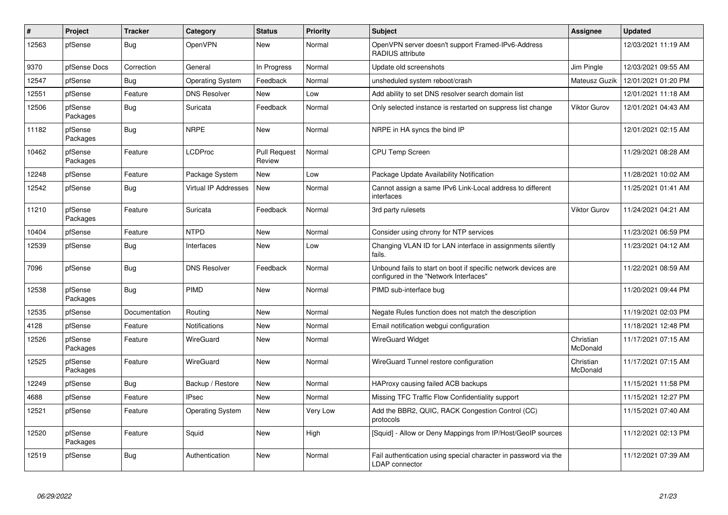| # | Project | Tracker | Category | Status | Priority | Subject | Assignee | Updated |
|---|---|---|---|---|---|---|---|---|
| 12563 | pfSense | Bug | OpenVPN | New | Normal | OpenVPN server doesn't support Framed-IPv6-Address RADIUS attribute | | 12/03/2021 11:19 AM |
| 9370 | pfSense Docs | Correction | General | In Progress | Normal | Update old screenshots | Jim Pingle | 12/03/2021 09:55 AM |
| 12547 | pfSense | Bug | Operating System | Feedback | Normal | unsheduled system reboot/crash | Mateusz Guzik | 12/01/2021 01:20 PM |
| 12551 | pfSense | Feature | DNS Resolver | New | Low | Add ability to set DNS resolver search domain list | | 12/01/2021 11:18 AM |
| 12506 | pfSense Packages | Bug | Suricata | Feedback | Normal | Only selected instance is restarted on suppress list change | Viktor Gurov | 12/01/2021 04:43 AM |
| 11182 | pfSense Packages | Bug | NRPE | New | Normal | NRPE in HA syncs the bind IP | | 12/01/2021 02:15 AM |
| 10462 | pfSense Packages | Feature | LCDProc | Pull Request Review | Normal | CPU Temp Screen | | 11/29/2021 08:28 AM |
| 12248 | pfSense | Feature | Package System | New | Low | Package Update Availability Notification | | 11/28/2021 10:02 AM |
| 12542 | pfSense | Bug | Virtual IP Addresses | New | Normal | Cannot assign a same IPv6 Link-Local address to different interfaces | | 11/25/2021 01:41 AM |
| 11210 | pfSense Packages | Feature | Suricata | Feedback | Normal | 3rd party rulesets | Viktor Gurov | 11/24/2021 04:21 AM |
| 10404 | pfSense | Feature | NTPD | New | Normal | Consider using chrony for NTP services | | 11/23/2021 06:59 PM |
| 12539 | pfSense | Bug | Interfaces | New | Low | Changing VLAN ID for LAN interface in assignments silently fails. | | 11/23/2021 04:12 AM |
| 7096 | pfSense | Bug | DNS Resolver | Feedback | Normal | Unbound fails to start on boot if specific network devices are configured in the "Network Interfaces" | | 11/22/2021 08:59 AM |
| 12538 | pfSense Packages | Bug | PIMD | New | Normal | PIMD sub-interface bug | | 11/20/2021 09:44 PM |
| 12535 | pfSense | Documentation | Routing | New | Normal | Negate Rules function does not match the description | | 11/19/2021 02:03 PM |
| 4128 | pfSense | Feature | Notifications | New | Normal | Email notification webgui configuration | | 11/18/2021 12:48 PM |
| 12526 | pfSense Packages | Feature | WireGuard | New | Normal | WireGuard Widget | Christian McDonald | 11/17/2021 07:15 AM |
| 12525 | pfSense Packages | Feature | WireGuard | New | Normal | WireGuard Tunnel restore configuration | Christian McDonald | 11/17/2021 07:15 AM |
| 12249 | pfSense | Bug | Backup / Restore | New | Normal | HAProxy causing failed ACB backups | | 11/15/2021 11:58 PM |
| 4688 | pfSense | Feature | IPsec | New | Normal | Missing TFC Traffic Flow Confidentiality support | | 11/15/2021 12:27 PM |
| 12521 | pfSense | Feature | Operating System | New | Very Low | Add the BBR2, QUIC, RACK Congestion Control (CC) protocols | | 11/15/2021 07:40 AM |
| 12520 | pfSense Packages | Feature | Squid | New | High | [Squid] - Allow or Deny Mappings from IP/Host/GeoIP sources | | 11/12/2021 02:13 PM |
| 12519 | pfSense | Bug | Authentication | New | Normal | Fail authentication using special character in password via the LDAP connector | | 11/12/2021 07:39 AM |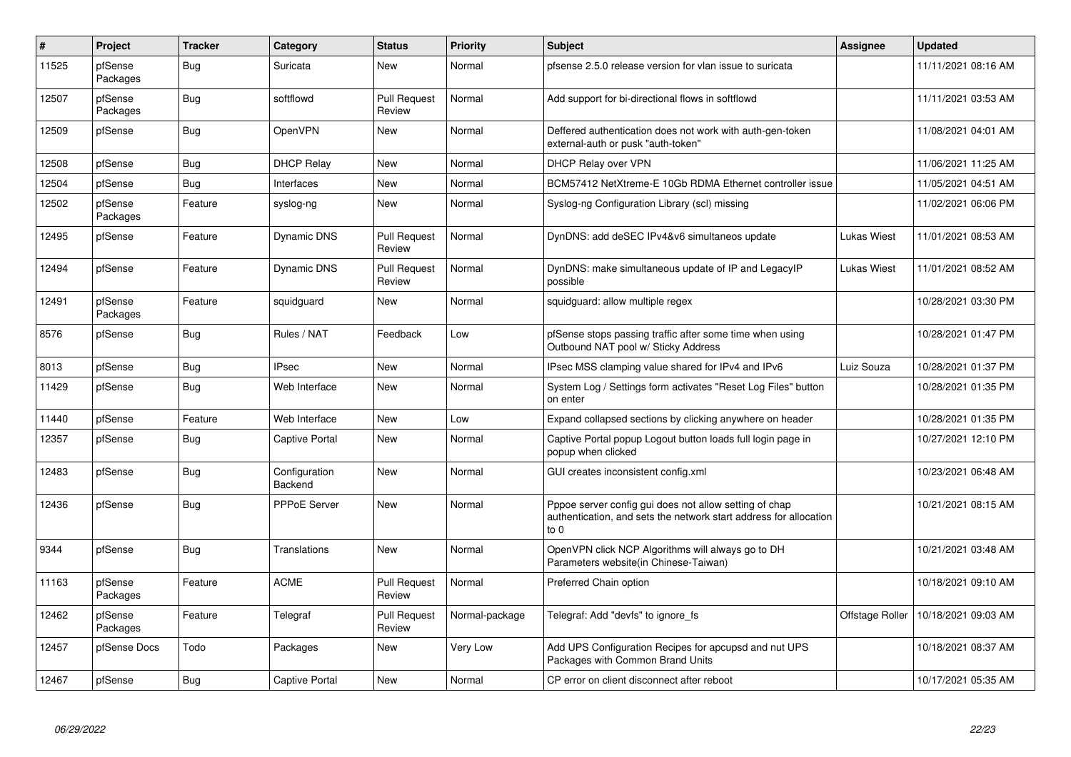| # | Project | Tracker | Category | Status | Priority | Subject | Assignee | Updated |
|---|---|---|---|---|---|---|---|---|
| 11525 | pfSense Packages | Bug | Suricata | New | Normal | pfsense 2.5.0 release version for vlan issue to suricata | | 11/11/2021 08:16 AM |
| 12507 | pfSense Packages | Bug | softflowd | Pull Request Review | Normal | Add support for bi-directional flows in softflowd | | 11/11/2021 03:53 AM |
| 12509 | pfSense | Bug | OpenVPN | New | Normal | Deffered authentication does not work with auth-gen-token external-auth or pusk "auth-token" | | 11/08/2021 04:01 AM |
| 12508 | pfSense | Bug | DHCP Relay | New | Normal | DHCP Relay over VPN | | 11/06/2021 11:25 AM |
| 12504 | pfSense | Bug | Interfaces | New | Normal | BCM57412 NetXtreme-E 10Gb RDMA Ethernet controller issue | | 11/05/2021 04:51 AM |
| 12502 | pfSense Packages | Feature | syslog-ng | New | Normal | Syslog-ng Configuration Library (scl) missing | | 11/02/2021 06:06 PM |
| 12495 | pfSense | Feature | Dynamic DNS | Pull Request Review | Normal | DynDNS: add deSEC IPv4&v6 simultaneos update | Lukas Wiest | 11/01/2021 08:53 AM |
| 12494 | pfSense | Feature | Dynamic DNS | Pull Request Review | Normal | DynDNS: make simultaneous update of IP and LegacyIP possible | Lukas Wiest | 11/01/2021 08:52 AM |
| 12491 | pfSense Packages | Feature | squidguard | New | Normal | squidguard: allow multiple regex | | 10/28/2021 03:30 PM |
| 8576 | pfSense | Bug | Rules / NAT | Feedback | Low | pfSense stops passing traffic after some time when using Outbound NAT pool w/ Sticky Address | | 10/28/2021 01:47 PM |
| 8013 | pfSense | Bug | IPsec | New | Normal | IPsec MSS clamping value shared for IPv4 and IPv6 | Luiz Souza | 10/28/2021 01:37 PM |
| 11429 | pfSense | Bug | Web Interface | New | Normal | System Log / Settings form activates "Reset Log Files" button on enter | | 10/28/2021 01:35 PM |
| 11440 | pfSense | Feature | Web Interface | New | Low | Expand collapsed sections by clicking anywhere on header | | 10/28/2021 01:35 PM |
| 12357 | pfSense | Bug | Captive Portal | New | Normal | Captive Portal popup Logout button loads full login page in popup when clicked | | 10/27/2021 12:10 PM |
| 12483 | pfSense | Bug | Configuration Backend | New | Normal | GUI creates inconsistent config.xml | | 10/23/2021 06:48 AM |
| 12436 | pfSense | Bug | PPPoE Server | New | Normal | Pppoe server config gui does not allow setting of chap authentication, and sets the network start address for allocation to 0 | | 10/21/2021 08:15 AM |
| 9344 | pfSense | Bug | Translations | New | Normal | OpenVPN click NCP Algorithms will always go to DH Parameters website(in Chinese-Taiwan) | | 10/21/2021 03:48 AM |
| 11163 | pfSense Packages | Feature | ACME | Pull Request Review | Normal | Preferred Chain option | | 10/18/2021 09:10 AM |
| 12462 | pfSense Packages | Feature | Telegraf | Pull Request Review | Normal-package | Telegraf: Add "devfs" to ignore_fs | Offstage Roller | 10/18/2021 09:03 AM |
| 12457 | pfSense Docs | Todo | Packages | New | Very Low | Add UPS Configuration Recipes for apcupsd and nut UPS Packages with Common Brand Units | | 10/18/2021 08:37 AM |
| 12467 | pfSense | Bug | Captive Portal | New | Normal | CP error on client disconnect after reboot | | 10/17/2021 05:35 AM |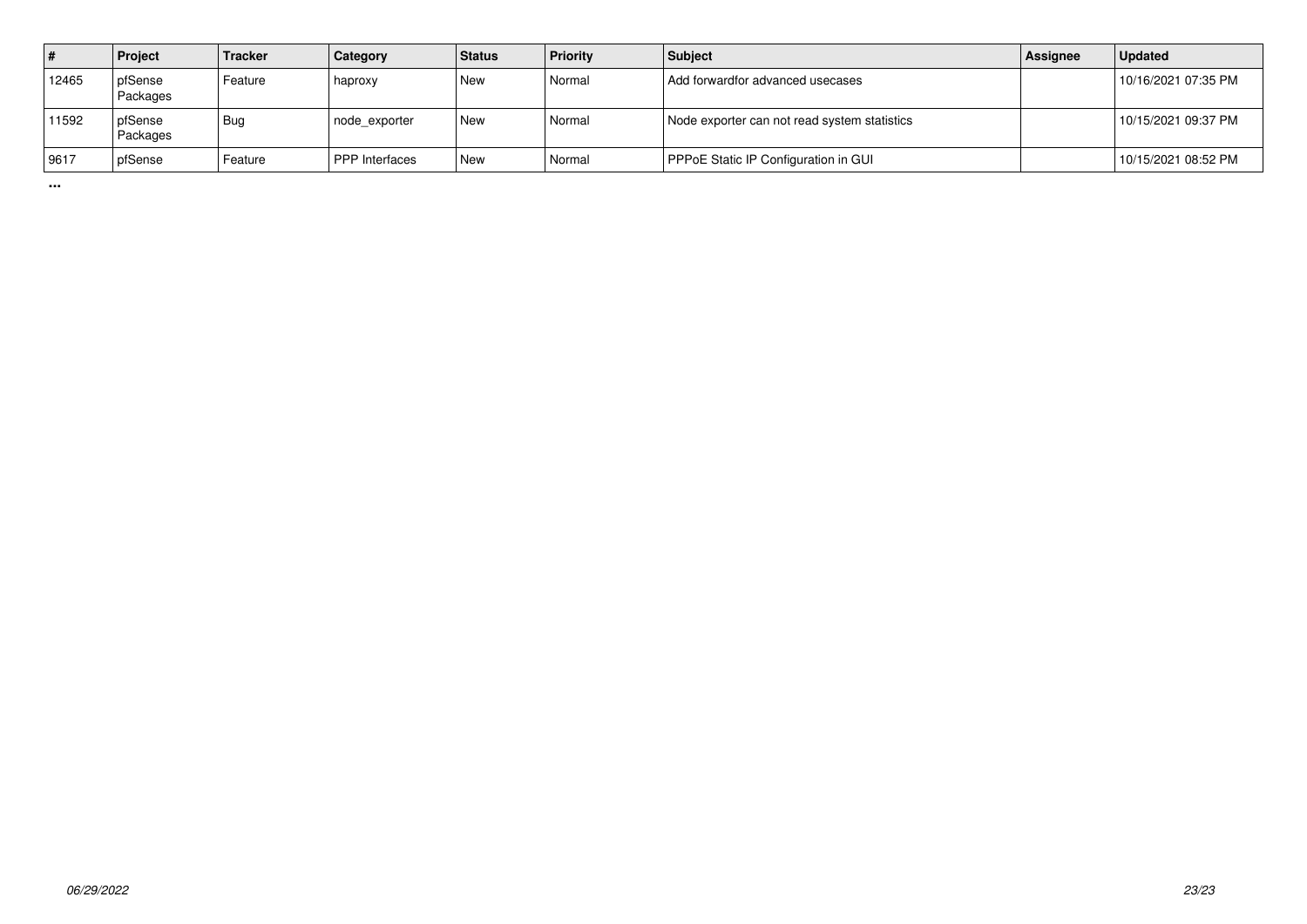| # | Project | Tracker | Category | Status | Priority | Subject | Assignee | Updated |
|---|---|---|---|---|---|---|---|---|
| 12465 | pfSense Packages | Feature | haproxy | New | Normal | Add forwardfor advanced usecases | | 10/16/2021 07:35 PM |
| 11592 | pfSense Packages | Bug | node_exporter | New | Normal | Node exporter can not read system statistics | | 10/15/2021 09:37 PM |
| 9617 | pfSense | Feature | PPP Interfaces | New | Normal | PPPoE Static IP Configuration in GUI | | 10/15/2021 08:52 PM |

...